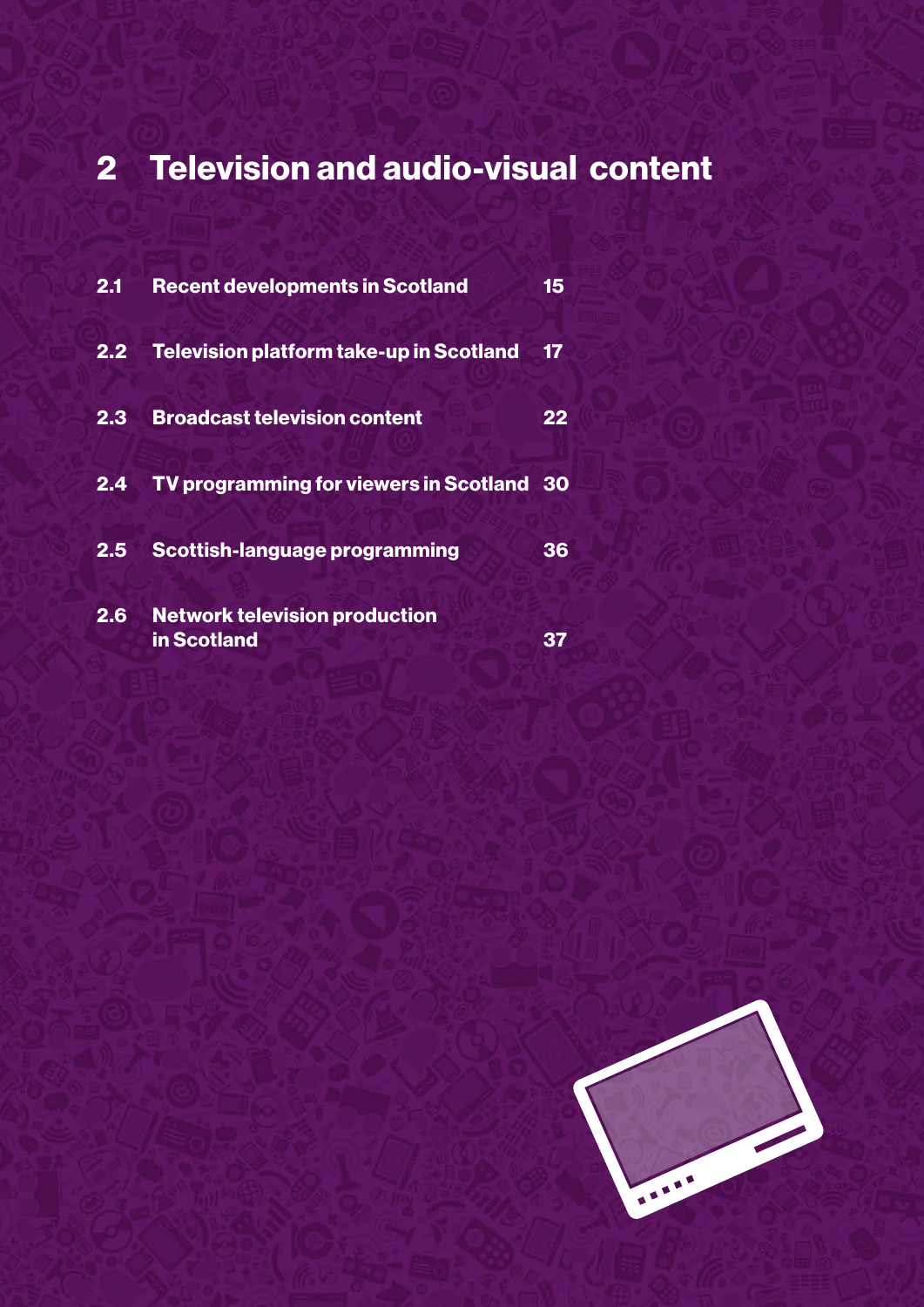# 2 Television and audio-visual content

| | | |
|---|---|---|
| 2.1 | Recent developments in Scotland | 15 |
| 2.2 | Television platform take-up in Scotland | 17 |
| 2.3 | Broadcast television content | 22 |
| 2.4 | TV programming for viewers in Scotland | 30 |
| 2.5 | Scottish-language programming | 36 |
| 2.6 | Network television production in Scotland | 37 |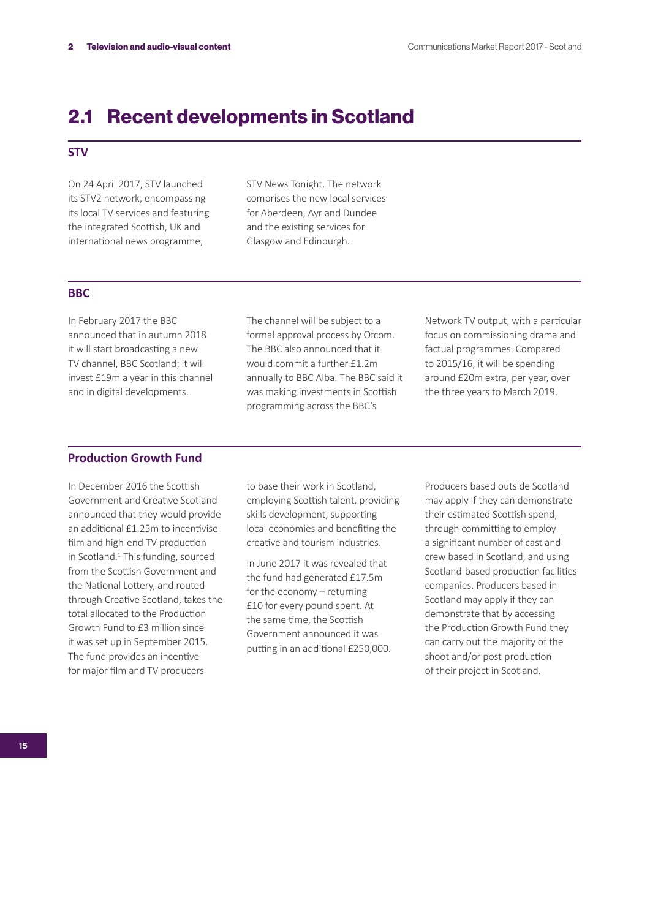## 2.1 Recent developments in Scotland

### STV

On 24 April 2017, STV launched its STV2 network, encompassing its local TV services and featuring the integrated Scottish, UK and international news programme, STV News Tonight. The network comprises the new local services for Aberdeen, Ayr and Dundee and the existing services for Glasgow and Edinburgh.

### BBC

In February 2017 the BBC announced that in autumn 2018 it will start broadcasting a new TV channel, BBC Scotland; it will invest £19m a year in this channel and in digital developments.

The channel will be subject to a formal approval process by Ofcom. The BBC also announced that it would commit a further £1.2m annually to BBC Alba. The BBC said it was making investments in Scottish programming across the BBC's Network TV output, with a particular focus on commissioning drama and factual programmes. Compared to 2015/16, it will be spending around £20m extra, per year, over the three years to March 2019.

### Production Growth Fund

In December 2016 the Scottish Government and Creative Scotland announced that they would provide an additional £1.25m to incentivise film and high-end TV production in Scotland.[1] This funding, sourced from the Scottish Government and the National Lottery, and routed through Creative Scotland, takes the total allocated to the Production Growth Fund to £3 million since it was set up in September 2015. The fund provides an incentive for major film and TV producers to base their work in Scotland, employing Scottish talent, providing skills development, supporting local economies and benefiting the creative and tourism industries.

In June 2017 it was revealed that the fund had generated £17.5m for the economy – returning £10 for every pound spent. At the same time, the Scottish Government announced it was putting in an additional £250,000.

Producers based outside Scotland may apply if they can demonstrate their estimated Scottish spend, through committing to employ a significant number of cast and crew based in Scotland, and using Scotland-based production facilities companies. Producers based in Scotland may apply if they can demonstrate that by accessing the Production Growth Fund they can carry out the majority of the shoot and/or post-production of their project in Scotland.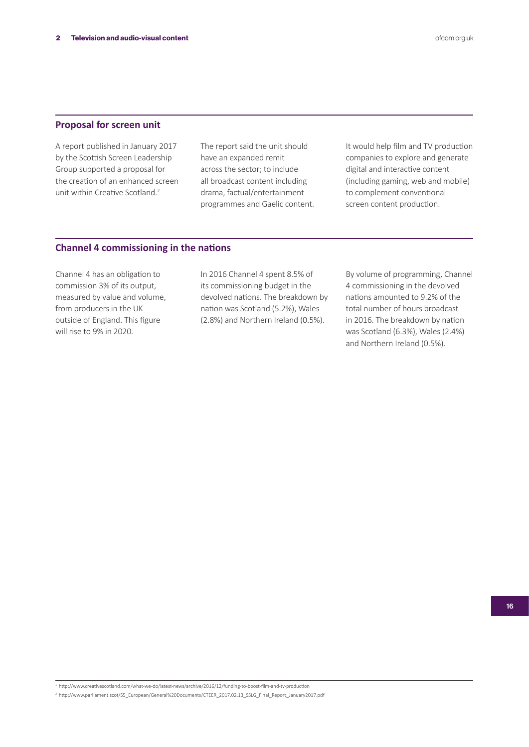## Proposal for screen unit

A report published in January 2017 by the Scottish Screen Leadership Group supported a proposal for the creation of an enhanced screen unit within Creative Scotland.[2]

The report said the unit should have an expanded remit across the sector; to include all broadcast content including drama, factual/entertainment programmes and Gaelic content.

It would help film and TV production companies to explore and generate digital and interactive content (including gaming, web and mobile) to complement conventional screen content production.

## Channel 4 commissioning in the nations

Channel 4 has an obligation to commission 3% of its output, measured by value and volume, from producers in the UK outside of England. This figure will rise to 9% in 2020.

In 2016 Channel 4 spent 8.5% of its commissioning budget in the devolved nations. The breakdown by nation was Scotland (5.2%), Wales (2.8%) and Northern Ireland (0.5%).

By volume of programming, Channel 4 commissioning in the devolved nations amounted to 9.2% of the total number of hours broadcast in 2016. The breakdown by nation was Scotland (6.3%), Wales (2.4%) and Northern Ireland (0.5%).

[1] http://www.creativescotland.com/what-we-do/latest-news/archive/2016/12/funding-to-boost-film-and-tv-production

[2] http://www.parliament.scot/S5_European/General%20Documents/CTEER_2017.02.13_SSLG_Final_Report_January2017.pdf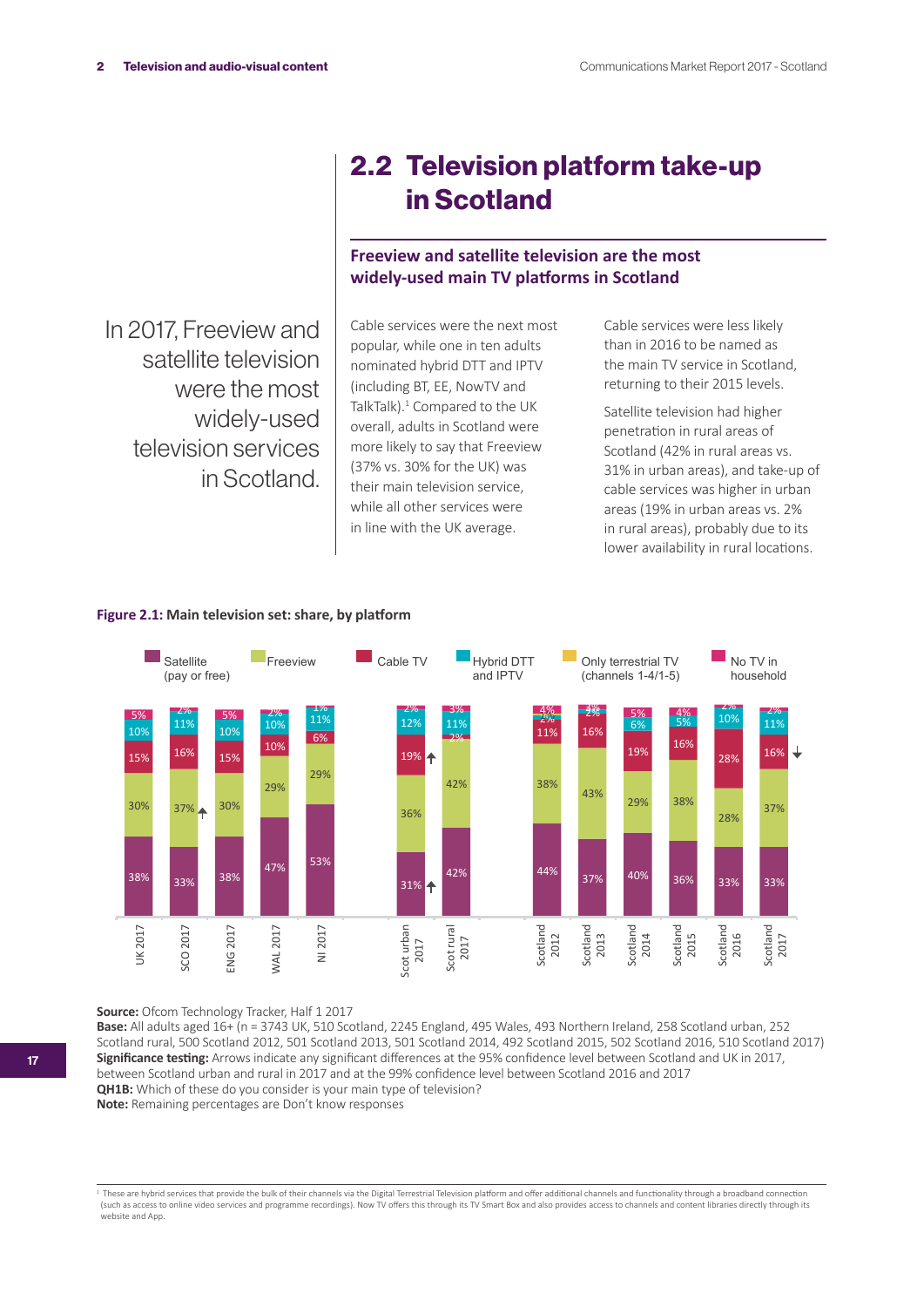## 2.2 Television platform take-up in Scotland

### Freeview and satellite television are the most widely-used main TV platforms in Scotland

In 2017, Freeview and satellite television were the most widely-used television services in Scotland.

Cable services were the next most popular, while one in ten adults nominated hybrid DTT and IPTV (including BT, EE, NowTV and TalkTalk).[1] Compared to the UK overall, adults in Scotland were more likely to say that Freeview (37% vs. 30% for the UK) was their main television service, while all other services were in line with the UK average.

Cable services were less likely than in 2016 to be named as the main TV service in Scotland, returning to their 2015 levels.

Satellite television had higher penetration in rural areas of Scotland (42% in rural areas vs. 31% in urban areas), and take-up of cable services was higher in urban areas (19% in urban areas vs. 2% in rural areas), probably due to its lower availability in rural locations.

**Figure 2.1:** Main television set: share, by platform

| | Satellite (pay or free) | Freeview | Cable TV | Hybrid DTT and IPTV | Only terrestrial TV (channels 1-4/1-5) | No TV in household |
|---|---|---|---|---|---|---|
| UK 2017 | 38% | 30% | 15% | 10% | | 5% |
| SCO 2017 | 33% | 37% ↑ | 16% | 11% | | 2% |
| ENG 2017 | 38% | 30% | 15% | 10% | | 5% |
| WAL 2017 | 47% | 29% | 10% | 10% | | 2% |
| NI 2017 | 53% | 29% | 6% | 11% | | 1% |
| Scot urban 2017 | 31% ↑ | 36% | 19% ↑ | 12% | | 2% |
| Scot rural 2017 | 42% | 42% | 2% | 11% | | 3% |
| Scotland 2012 | 44% | 38% | 11% | | 2% | 4% |
| Scotland 2013 | 37% | 43% | 16% | | 2% | 3% |
| Scotland 2014 | 40% | 29% | 19% | 6% | | 5% |
| Scotland 2015 | 36% | 38% | 16% | 5% | | 4% |
| Scotland 2016 | 33% | 28% | 28% | 10% | | 2% |
| Scotland 2017 | 33% | 37% | 16% ↓ | 11% | | 2% |

**Source:** Ofcom Technology Tracker, Half 1 2017
**Base:** All adults aged 16+ (n = 3743 UK, 510 Scotland, 2245 England, 495 Wales, 493 Northern Ireland, 258 Scotland urban, 252 Scotland rural, 500 Scotland 2012, 501 Scotland 2013, 501 Scotland 2014, 492 Scotland 2015, 502 Scotland 2016, 510 Scotland 2017)
**Significance testing:** Arrows indicate any significant differences at the 95% confidence level between Scotland and UK in 2017, between Scotland urban and rural in 2017 and at the 99% confidence level between Scotland 2016 and 2017
**QH1B:** Which of these do you consider is your main type of television?
**Note:** Remaining percentages are Don't know responses

[1] These are hybrid services that provide the bulk of their channels via the Digital Terrestrial Television platform and offer additional channels and functionality through a broadband connection (such as access to online video services and programme recordings). Now TV offers this through its TV Smart Box and also provides access to channels and content libraries directly through its website and App.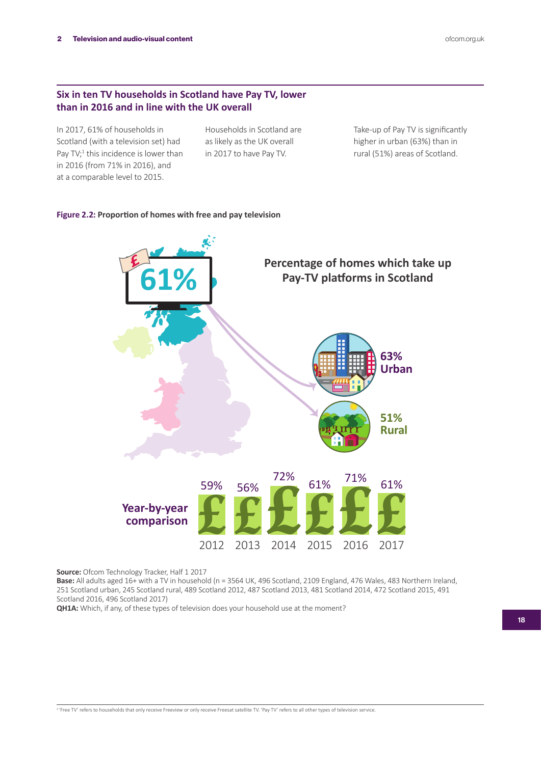## Six in ten TV households in Scotland have Pay TV, lower than in 2016 and in line with the UK overall

In 2017, 61% of households in Scotland (with a television set) had Pay TV;[1] this incidence is lower than in 2016 (from 71% in 2016), and at a comparable level to 2015.

Households in Scotland are as likely as the UK overall in 2017 to have Pay TV.

Take-up of Pay TV is significantly higher in urban (63%) than in rural (51%) areas of Scotland.

**Figure 2.2:** Proportion of homes with free and pay television

Percentage of homes which take up Pay-TV platforms in Scotland

61%

63% Urban

51% Rural

Year-by-year comparison

| 2012 | 2013 | 2014 | 2015 | 2016 | 2017 |
|---|---|---|---|---|---|
| 59% | 56% | 72% | 61% | 71% | 61% |

**Source:** Ofcom Technology Tracker, Half 1 2017
**Base:** All adults aged 16+ with a TV in household (n = 3564 UK, 496 Scotland, 2109 England, 476 Wales, 483 Northern Ireland, 251 Scotland urban, 245 Scotland rural, 489 Scotland 2012, 487 Scotland 2013, 481 Scotland 2014, 472 Scotland 2015, 491 Scotland 2016, 496 Scotland 2017)
**QH1A:** Which, if any, of these types of television does your household use at the moment?

[1] 'Free TV' refers to households that only receive Freeview or only receive Freesat satellite TV. 'Pay TV' refers to all other types of television service.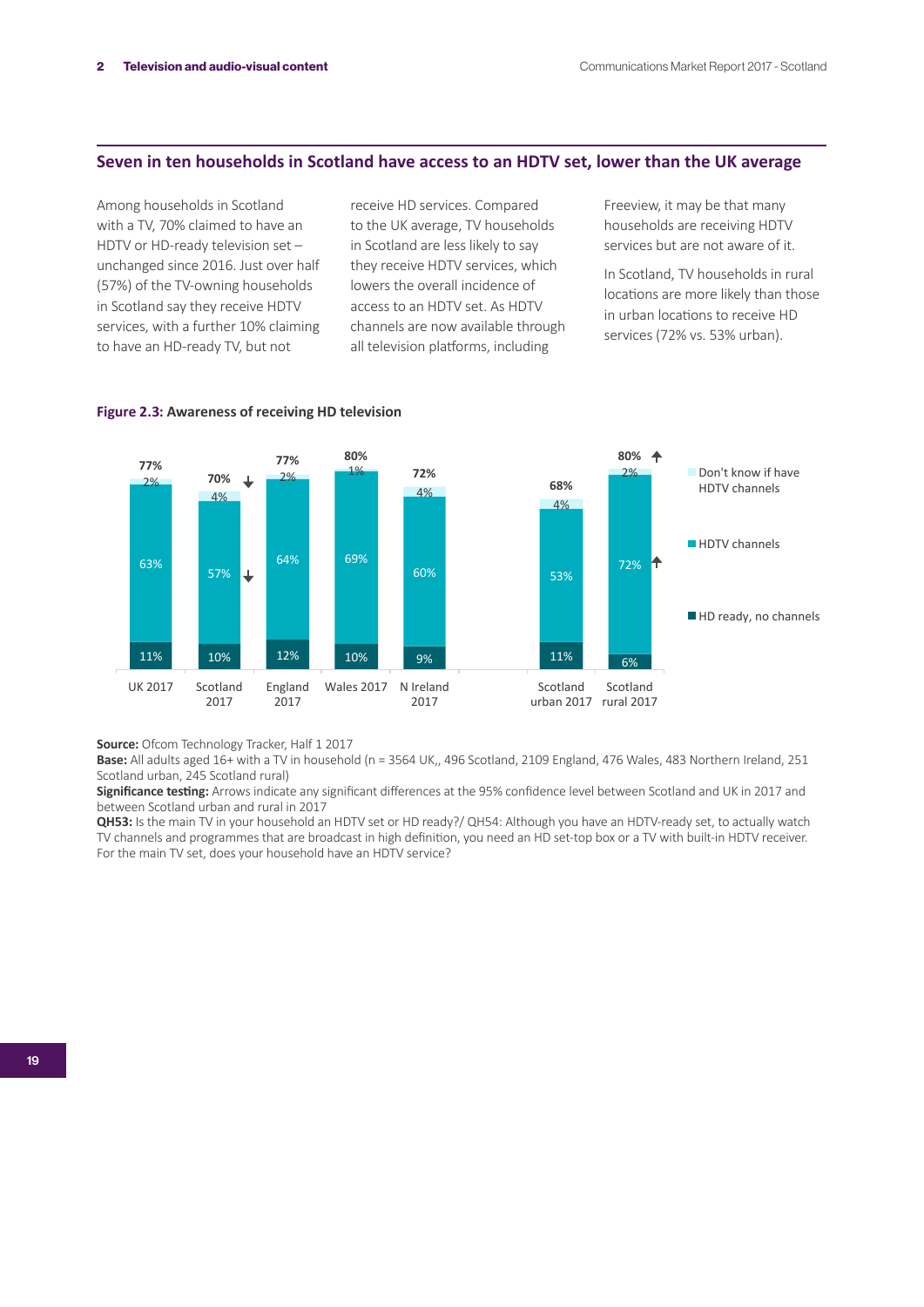## Seven in ten households in Scotland have access to an HDTV set, lower than the UK average

Among households in Scotland with a TV, 70% claimed to have an HDTV or HD-ready television set – unchanged since 2016. Just over half (57%) of the TV-owning households in Scotland say they receive HDTV services, with a further 10% claiming to have an HD-ready TV, but not receive HD services. Compared to the UK average, TV households in Scotland are less likely to say they receive HDTV services, which lowers the overall incidence of access to an HDTV set. As HDTV channels are now available through all television platforms, including Freeview, it may be that many households are receiving HDTV services but are not aware of it.

In Scotland, TV households in rural locations are more likely than those in urban locations to receive HD services (72% vs. 53% urban).

**Figure 2.3: Awareness of receiving HD television**

| | UK 2017 | Scotland 2017 | England 2017 | Wales 2017 | N Ireland 2017 | Scotland urban 2017 | Scotland rural 2017 |
|---|---|---|---|---|---|---|---|
| Don't know if have HDTV channels | 2% | 4% | 2% | 1% | 4% | 4% | 2% |
| HDTV channels | 63% | 57% ↓ | 64% | 69% | 60% | 53% | 72% ↑ |
| HD ready, no channels | 11% | 10% | 12% | 10% | 9% | 11% | 6% |
| Total | 77% | 70% ↓ | 77% | 80% | 72% | 68% | 80% ↑ |

**Source:** Ofcom Technology Tracker, Half 1 2017
**Base:** All adults aged 16+ with a TV in household (n = 3564 UK,, 496 Scotland, 2109 England, 476 Wales, 483 Northern Ireland, 251 Scotland urban, 245 Scotland rural)
**Significance testing:** Arrows indicate any significant differences at the 95% confidence level between Scotland and UK in 2017 and between Scotland urban and rural in 2017
**QH53:** Is the main TV in your household an HDTV set or HD ready?/ QH54: Although you have an HDTV-ready set, to actually watch TV channels and programmes that are broadcast in high definition, you need an HD set-top box or a TV with built-in HDTV receiver. For the main TV set, does your household have an HDTV service?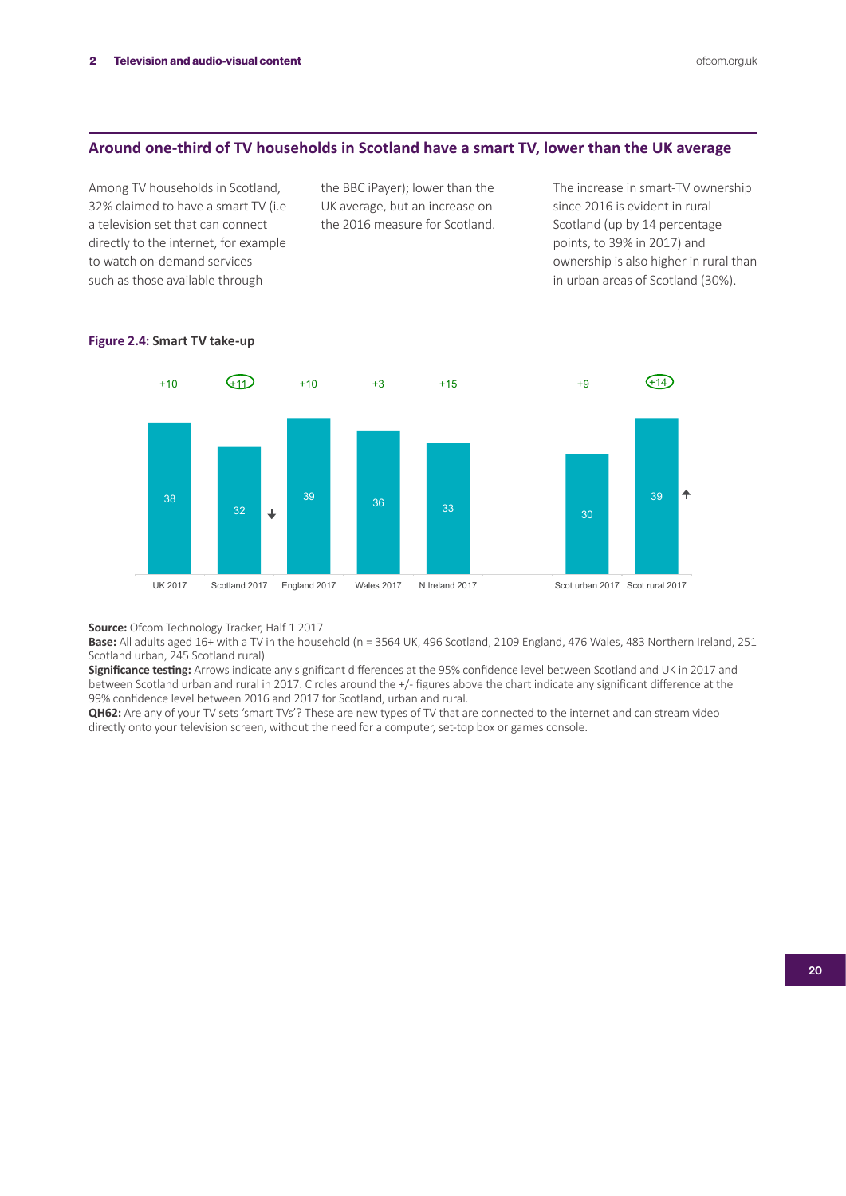## Around one-third of TV households in Scotland have a smart TV, lower than the UK average

Among TV households in Scotland, 32% claimed to have a smart TV (i.e a television set that can connect directly to the internet, for example to watch on-demand services such as those available through the BBC iPayer); lower than the UK average, but an increase on the 2016 measure for Scotland.

The increase in smart-TV ownership since 2016 is evident in rural Scotland (up by 14 percentage points, to 39% in 2017) and ownership is also higher in rural than in urban areas of Scotland (30%).

**Figure 2.4:** Smart TV take-up

| | UK 2017 | Scotland 2017 | England 2017 | Wales 2017 | N Ireland 2017 | Scot urban 2017 | Scot rural 2017 |
|---|---|---|---|---|---|---|---|
| Smart TV take-up (%) | 38 | 32 ↓ | 39 | 36 | 33 | 30 | 39 ↑ |
| Change since 2016 | +10 | (+11) | +10 | +3 | +15 | +9 | (+14) |

**Source:** Ofcom Technology Tracker, Half 1 2017
**Base:** All adults aged 16+ with a TV in the household (n = 3564 UK, 496 Scotland, 2109 England, 476 Wales, 483 Northern Ireland, 251 Scotland urban, 245 Scotland rural)
**Significance testing:** Arrows indicate any significant differences at the 95% confidence level between Scotland and UK in 2017 and between Scotland urban and rural in 2017. Circles around the +/- figures above the chart indicate any significant difference at the 99% confidence level between 2016 and 2017 for Scotland, urban and rural.
**QH62:** Are any of your TV sets 'smart TVs'? These are new types of TV that are connected to the internet and can stream video directly onto your television screen, without the need for a computer, set-top box or games console.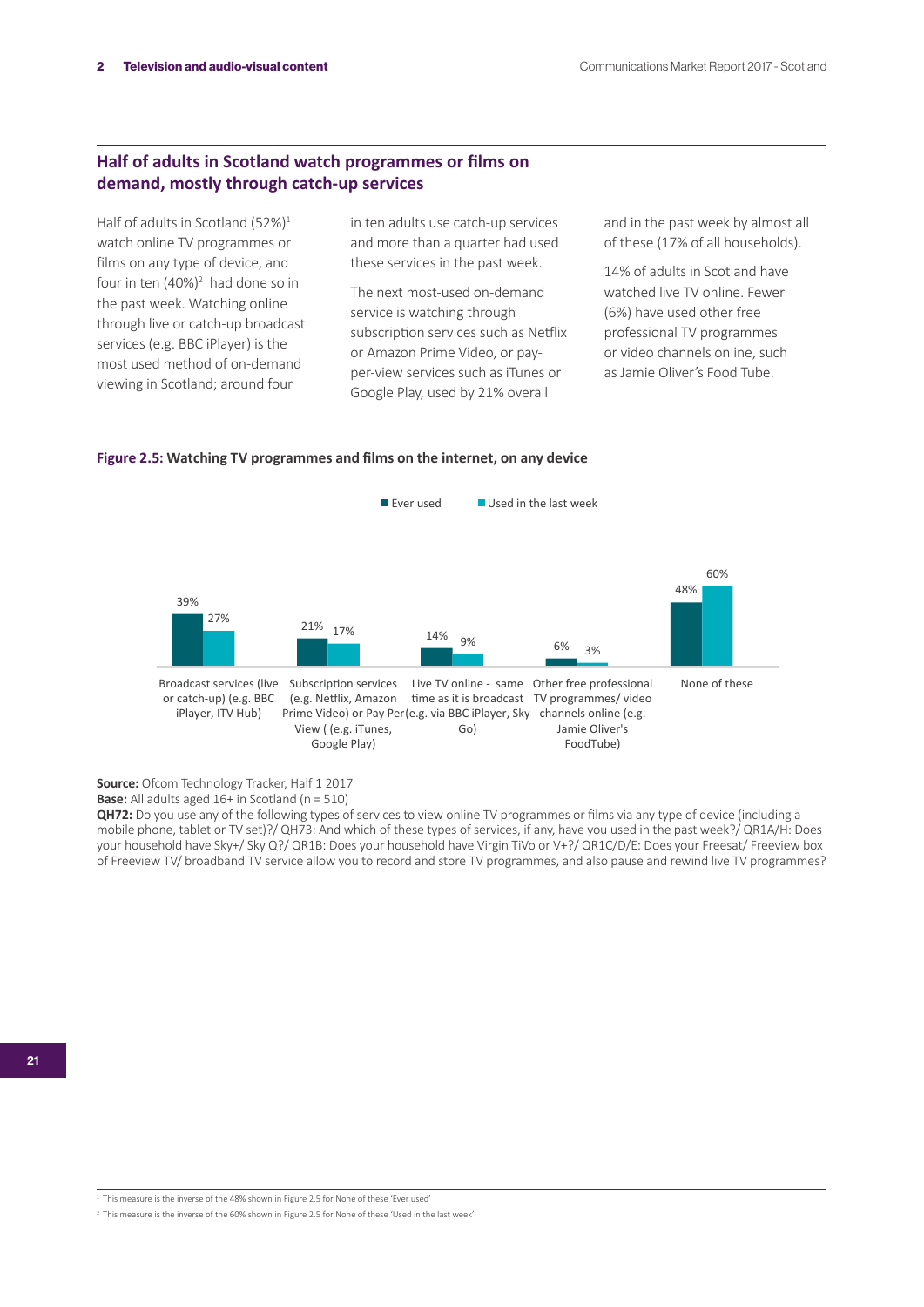## Half of adults in Scotland watch programmes or films on demand, mostly through catch-up services

Half of adults in Scotland (52%)[1] watch online TV programmes or films on any type of device, and four in ten (40%)[2] had done so in the past week. Watching online through live or catch-up broadcast services (e.g. BBC iPlayer) is the most used method of on-demand viewing in Scotland; around four in ten adults use catch-up services and more than a quarter had used these services in the past week.

The next most-used on-demand service is watching through subscription services such as Netflix or Amazon Prime Video, or pay-per-view services such as iTunes or Google Play, used by 21% overall and in the past week by almost all of these (17% of all households).

14% of adults in Scotland have watched live TV online. Fewer (6%) have used other free professional TV programmes or video channels online, such as Jamie Oliver's Food Tube.

**Figure 2.5:** Watching TV programmes and films on the internet, on any device

| | Ever used | Used in the last week |
|---|---|---|
| Broadcast services (live or catch-up) (e.g. BBC iPlayer, ITV Hub) | 39% | 27% |
| Subscription services (e.g. Netflix, Amazon Prime Video) or Pay Per View ( (e.g. iTunes, Google Play) | 21% | 17% |
| Live TV online - same time as it is broadcast (e.g. via BBC iPlayer, Sky Go) | 14% | 9% |
| Other free professional TV programmes/ video channels online (e.g. Jamie Oliver's FoodTube) | 6% | 3% |
| None of these | 48% | 60% |

**Source:** Ofcom Technology Tracker, Half 1 2017
**Base:** All adults aged 16+ in Scotland (n = 510)
**QH72:** Do you use any of the following types of services to view online TV programmes or films via any type of device (including a mobile phone, tablet or TV set)?/ QH73: And which of these types of services, if any, have you used in the past week?/ QR1A/H: Does your household have Sky+/ Sky Q?/ QR1B: Does your household have Virgin TiVo or V+?/ QR1C/D/E: Does your Freesat/ Freeview box of Freeview TV/ broadband TV service allow you to record and store TV programmes, and also pause and rewind live TV programmes?

[1] This measure is the inverse of the 48% shown in Figure 2.5 for None of these 'Ever used'

[2] This measure is the inverse of the 60% shown in Figure 2.5 for None of these 'Used in the last week'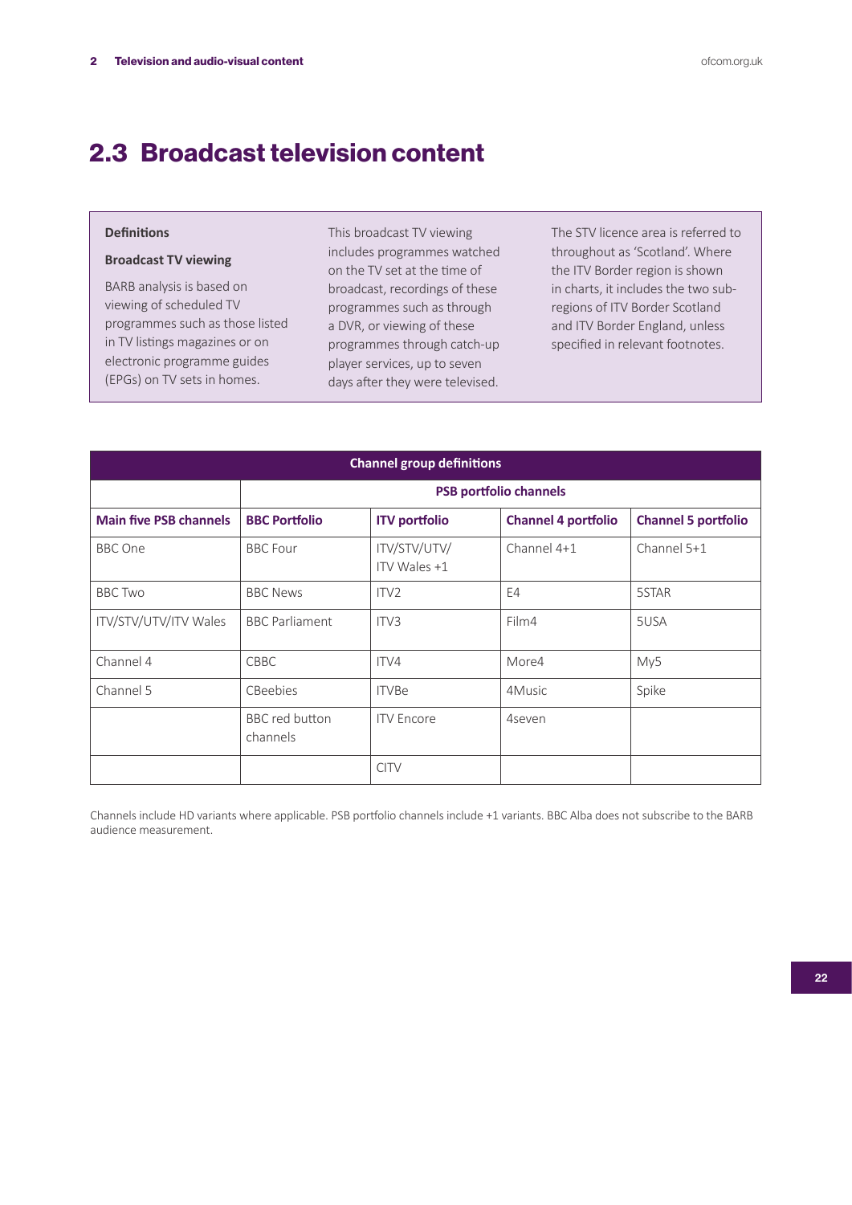## 2.3 Broadcast television content

**Definitions**

**Broadcast TV viewing**

BARB analysis is based on viewing of scheduled TV programmes such as those listed in TV listings magazines or on electronic programme guides (EPGs) on TV sets in homes.

This broadcast TV viewing includes programmes watched on the TV set at the time of broadcast, recordings of these programmes such as through a DVR, or viewing of these programmes through catch-up player services, up to seven days after they were televised.

The STV licence area is referred to throughout as 'Scotland'. Where the ITV Border region is shown in charts, it includes the two sub-regions of ITV Border Scotland and ITV Border England, unless specified in relevant footnotes.

| Channel group definitions | | | | |
|---|---|---|---|---|
| | PSB portfolio channels | | | |
| **Main five PSB channels** | **BBC Portfolio** | **ITV portfolio** | **Channel 4 portfolio** | **Channel 5 portfolio** |
| BBC One | BBC Four | ITV/STV/UTV/ ITV Wales +1 | Channel 4+1 | Channel 5+1 |
| BBC Two | BBC News | ITV2 | E4 | 5STAR |
| ITV/STV/UTV/ITV Wales | BBC Parliament | ITV3 | Film4 | 5USA |
| Channel 4 | CBBC | ITV4 | More4 | My5 |
| Channel 5 | CBeebies | ITVBe | 4Music | Spike |
| | BBC red button channels | ITV Encore | 4seven | |
| | | CITV | | |

Channels include HD variants where applicable. PSB portfolio channels include +1 variants. BBC Alba does not subscribe to the BARB audience measurement.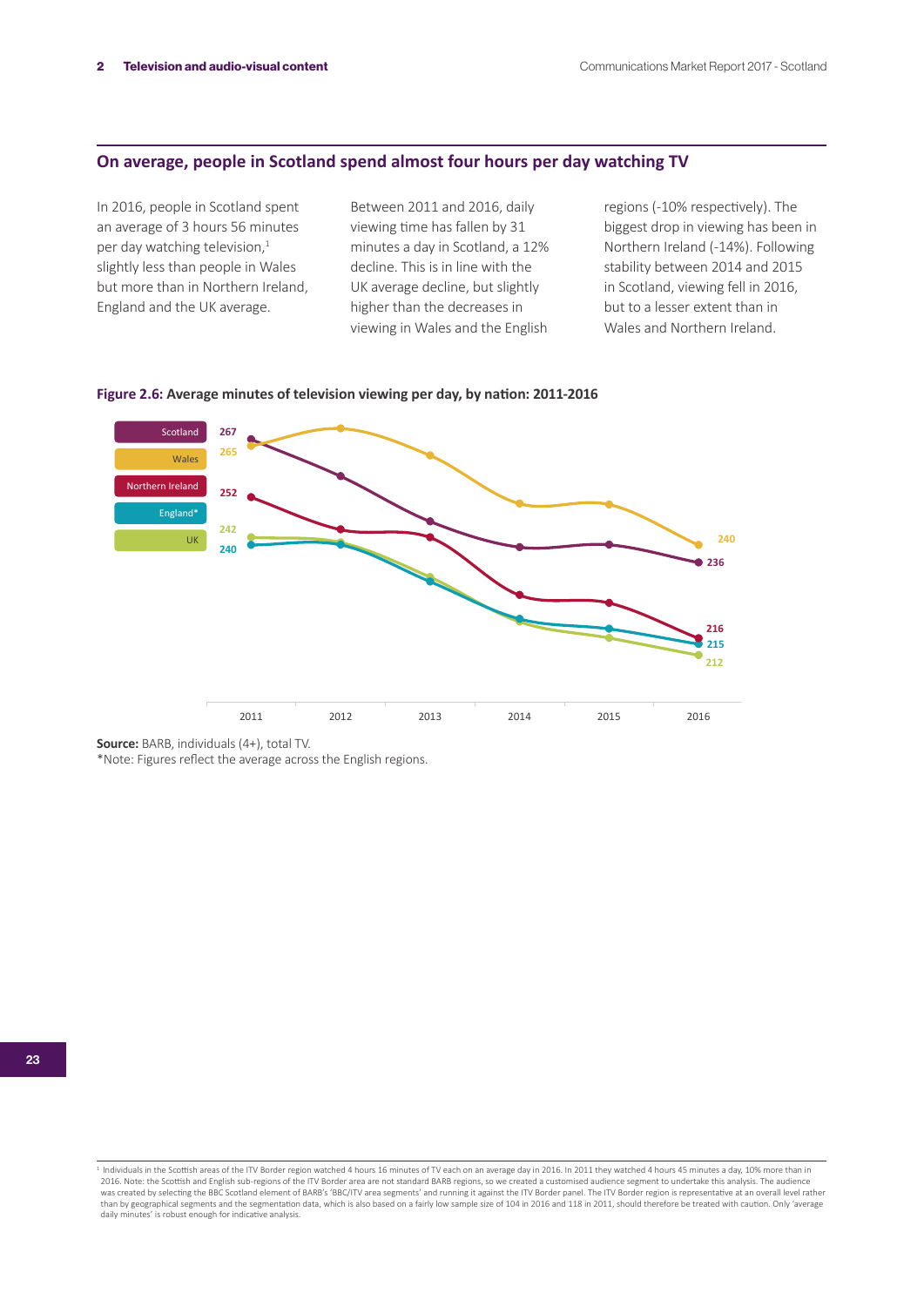## On average, people in Scotland spend almost four hours per day watching TV

In 2016, people in Scotland spent an average of 3 hours 56 minutes per day watching television,[1] slightly less than people in Wales but more than in Northern Ireland, England and the UK average.

Between 2011 and 2016, daily viewing time has fallen by 31 minutes a day in Scotland, a 12% decline. This is in line with the UK average decline, but slightly higher than the decreases in viewing in Wales and the English regions (-10% respectively). The biggest drop in viewing has been in Northern Ireland (-14%). Following stability between 2014 and 2015 in Scotland, viewing fell in 2016, but to a lesser extent than in Wales and Northern Ireland.

**Figure 2.6: Average minutes of television viewing per day, by nation: 2011-2016**

| | 2011 | 2016 |
|---|---|---|
| Scotland | 267 | 236 |
| Wales | 265 | 240 |
| Northern Ireland | 252 | 216 |
| England* | 240 | 215 |
| UK | 242 | 212 |

**Source:** BARB, individuals (4+), total TV.
*Note: Figures reflect the average across the English regions.

[1] Individuals in the Scottish areas of the ITV Border region watched 4 hours 16 minutes of TV each on an average day in 2016. In 2011 they watched 4 hours 45 minutes a day, 10% more than in 2016. Note: the Scottish and English sub-regions of the ITV Border area are not standard BARB regions, so we created a customised audience segment to undertake this analysis. The audience was created by selecting the BBC Scotland element of BARB's 'BBC/ITV area segments' and running it against the ITV Border panel. The ITV Border region is representative at an overall level rather than by geographical segments and the segmentation data, which is also based on a fairly low sample size of 104 in 2016 and 118 in 2011, should therefore be treated with caution. Only 'average daily minutes' is robust enough for indicative analysis.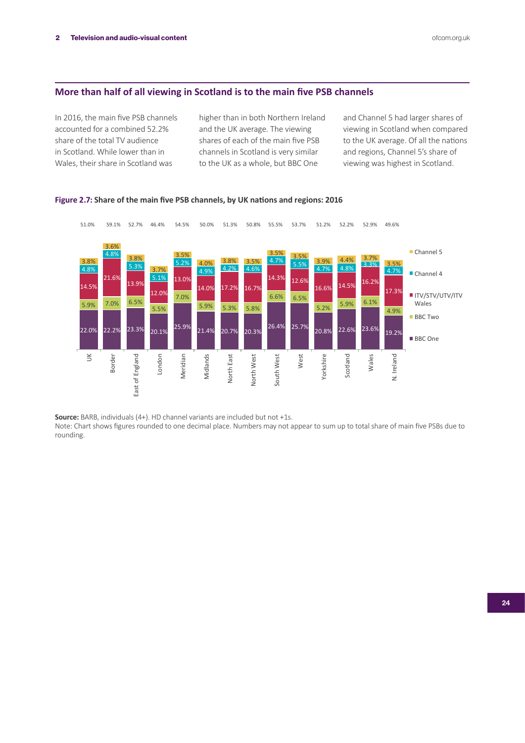## More than half of all viewing in Scotland is to the main five PSB channels

In 2016, the main five PSB channels accounted for a combined 52.2% share of the total TV audience in Scotland. While lower than in Wales, their share in Scotland was higher than in both Northern Ireland and the UK average. The viewing shares of each of the main five PSB channels in Scotland is very similar to the UK as a whole, but BBC One and Channel 5 had larger shares of viewing in Scotland when compared to the UK average. Of all the nations and regions, Channel 5's share of viewing was highest in Scotland.

**Figure 2.7: Share of the main five PSB channels, by UK nations and regions: 2016**

| | UK | Border | East of England | London | Meridian | Midlands | North East | North West | South West | West | Yorkshire | Scotland | Wales | N. Ireland |
|---|---|---|---|---|---|---|---|---|---|---|---|---|---|---|
| Total | 51.0% | 59.1% | 52.7% | 46.4% | 54.5% | 50.0% | 51.3% | 50.8% | 55.5% | 53.7% | 51.2% | 52.2% | 52.9% | 49.6% |
| Channel 5 | 3.8% | 3.6% | 3.8% | 3.7% | 3.5% | 4.0% | 3.8% | 3.5% | 3.5% | 3.5% | 3.9% | 4.4% | 3.7% | 3.5% |
| Channel 4 | 4.8% | 4.8% | 5.3% | 5.1% | 5.2% | 4.9% | 4.2% | 4.6% | 4.7% | 5.5% | 4.7% | 4.8% | 3.3% | 4.7% |
| ITV/STV/UTV/ITV Wales | 14.5% | 21.6% | 13.9% | 12.0% | 13.0% | 14.0% | 17.2% | 16.7% | 14.3% | 12.6% | 16.6% | 14.5% | 16.2% | 17.3% |
| BBC Two | 5.9% | 7.0% | 6.5% | 5.5% | 7.0% | 5.9% | 5.3% | 5.8% | 6.6% | 6.5% | 5.2% | 5.9% | 6.1% | 4.9% |
| BBC One | 22.0% | 22.2% | 23.3% | 20.1% | 25.9% | 21.4% | 20.7% | 20.3% | 26.4% | 25.7% | 20.8% | 22.6% | 23.6% | 19.2% |

**Source:** BARB, individuals (4+). HD channel variants are included but not +1s.
Note: Chart shows figures rounded to one decimal place. Numbers may not appear to sum up to total share of main five PSBs due to rounding.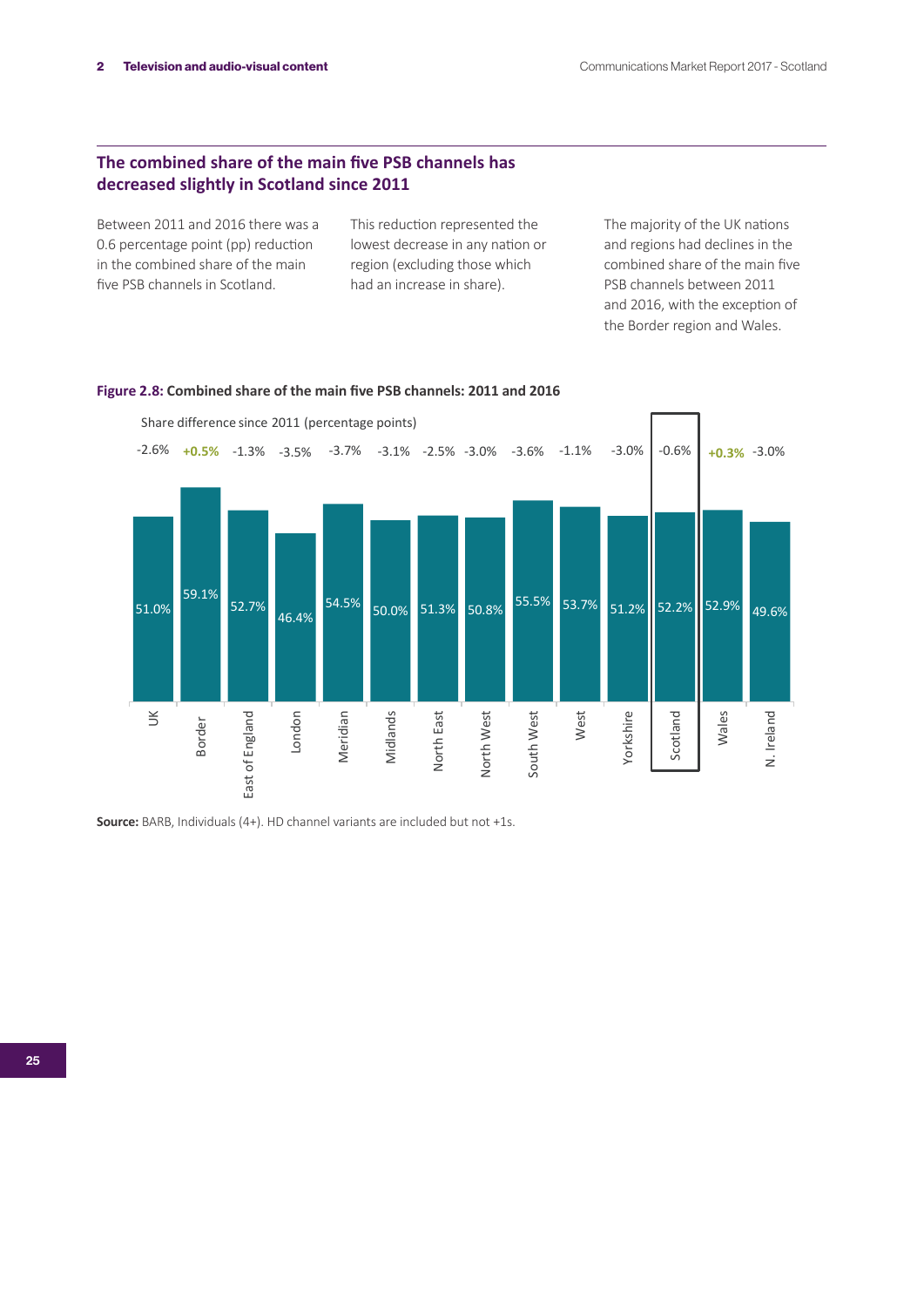## The combined share of the main five PSB channels has decreased slightly in Scotland since 2011

Between 2011 and 2016 there was a 0.6 percentage point (pp) reduction in the combined share of the main five PSB channels in Scotland.

This reduction represented the lowest decrease in any nation or region (excluding those which had an increase in share).

The majority of the UK nations and regions had declines in the combined share of the main five PSB channels between 2011 and 2016, with the exception of the Border region and Wales.

**Figure 2.8:** Combined share of the main five PSB channels: 2011 and 2016

| Nation/region | Combined share 2016 | Share difference since 2011 (percentage points) |
|---|---|---|
| UK | 51.0% | -2.6% |
| Border | 59.1% | +0.5% |
| East of England | 52.7% | -1.3% |
| London | 46.4% | -3.5% |
| Meridian | 54.5% | -3.7% |
| Midlands | 50.0% | -3.1% |
| North East | 51.3% | -2.5% |
| North West | 50.8% | -3.0% |
| South West | 55.5% | -3.6% |
| West | 53.7% | -1.1% |
| Yorkshire | 51.2% | -3.0% |
| Scotland | 52.2% | -0.6% |
| Wales | 52.9% | +0.3% |
| N. Ireland | 49.6% | -3.0% |

**Source:** BARB, Individuals (4+). HD channel variants are included but not +1s.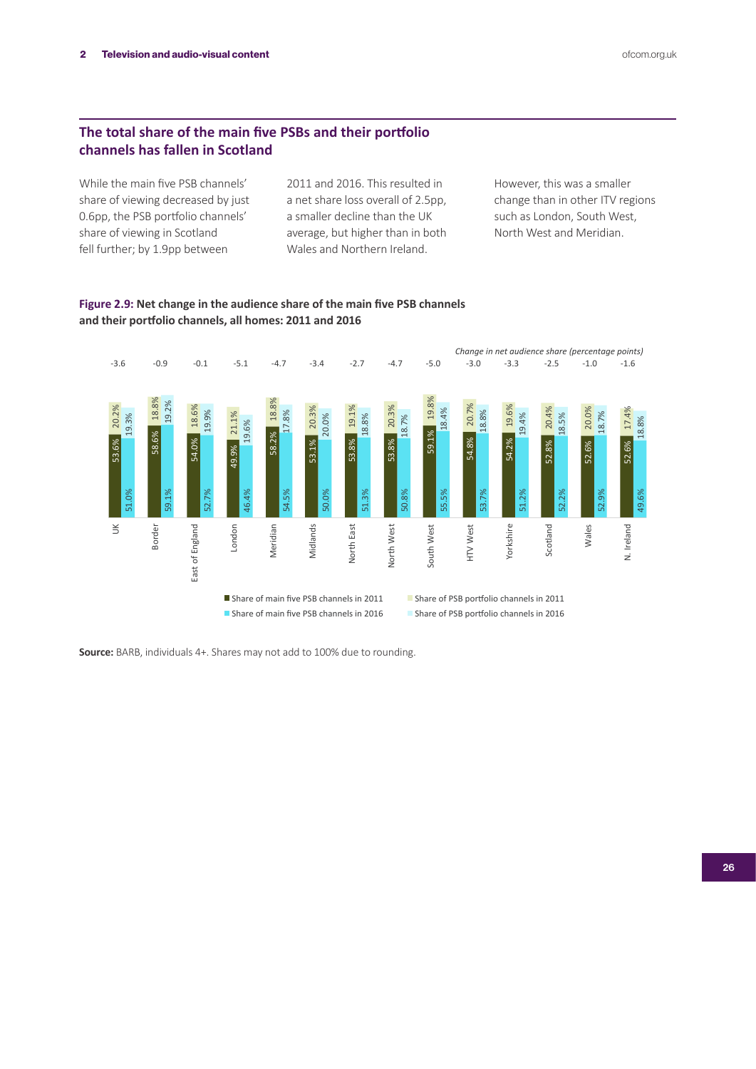## The total share of the main five PSBs and their portfolio channels has fallen in Scotland

While the main five PSB channels' share of viewing decreased by just 0.6pp, the PSB portfolio channels' share of viewing in Scotland fell further; by 1.9pp between 2011 and 2016. This resulted in a net share loss overall of 2.5pp, a smaller decline than the UK average, but higher than in both Wales and Northern Ireland.

However, this was a smaller change than in other ITV regions such as London, South West, North West and Meridian.

**Figure 2.9:** Net change in the audience share of the main five PSB channels and their portfolio channels, all homes: 2011 and 2016

| Region | Share of main five PSB channels in 2011 | Share of PSB portfolio channels in 2011 | Share of main five PSB channels in 2016 | Share of PSB portfolio channels in 2016 | Change in net audience share (percentage points) |
|---|---|---|---|---|---|
| UK | 53.6% | 20.2% | 51.0% | 19.3% | -3.6 |
| Border | 58.6% | 18.8% | 59.1% | 19.2% | -0.9 |
| East of England | 54.0% | 18.6% | 52.7% | 19.9% | -0.1 |
| London | 49.9% | 21.1% | 46.4% | 19.6% | -5.1 |
| Meridian | 58.2% | 18.8% | 54.5% | 17.8% | -4.7 |
| Midlands | 53.1% | 20.3% | 50.0% | 20.0% | -3.4 |
| North East | 53.8% | 19.1% | 51.3% | 18.8% | -2.7 |
| North West | 53.8% | 20.3% | 50.8% | 18.7% | -4.7 |
| South West | 59.1% | 19.8% | 55.5% | 18.4% | -5.0 |
| HTV West | 54.8% | 20.7% | 53.7% | 18.8% | -3.0 |
| Yorkshire | 54.2% | 19.6% | 51.2% | 19.4% | -3.3 |
| Scotland | 52.8% | 20.4% | 52.2% | 18.5% | -2.5 |
| Wales | 52.6% | 20.0% | 52.9% | 18.7% | -1.0 |
| N. Ireland | 52.6% | 17.4% | 49.6% | 18.8% | -1.6 |

**Source:** BARB, individuals 4+. Shares may not add to 100% due to rounding.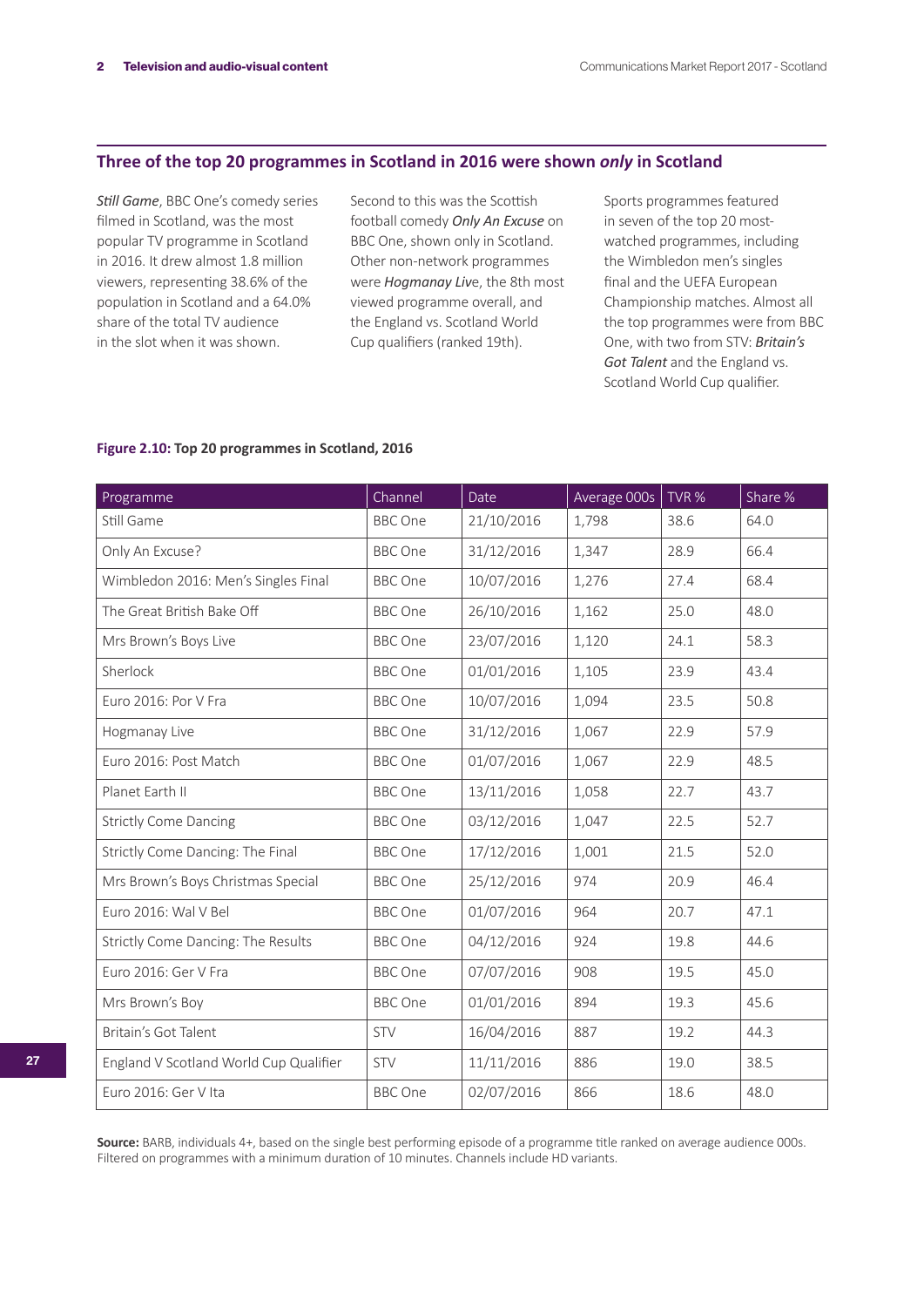## Three of the top 20 programmes in Scotland in 2016 were shown *only* in Scotland

***Still Game***, BBC One's comedy series filmed in Scotland, was the most popular TV programme in Scotland in 2016. It drew almost 1.8 million viewers, representing 38.6% of the population in Scotland and a 64.0% share of the total TV audience in the slot when it was shown.

Second to this was the Scottish football comedy ***Only An Excuse*** on BBC One, shown only in Scotland. Other non-network programmes were ***Hogmanay Liv***e, the 8th most viewed programme overall, and the England vs. Scotland World Cup qualifiers (ranked 19th).

Sports programmes featured in seven of the top 20 most-watched programmes, including the Wimbledon men's singles final and the UEFA European Championship matches. Almost all the top programmes were from BBC One, with two from STV: ***Britain's Got Talent*** and the England vs. Scotland World Cup qualifier.

**Figure 2.10: Top 20 programmes in Scotland, 2016**

| Programme | Channel | Date | Average 000s | TVR % | Share % |
|---|---|---|---|---|---|
| Still Game | BBC One | 21/10/2016 | 1,798 | 38.6 | 64.0 |
| Only An Excuse? | BBC One | 31/12/2016 | 1,347 | 28.9 | 66.4 |
| Wimbledon 2016: Men's Singles Final | BBC One | 10/07/2016 | 1,276 | 27.4 | 68.4 |
| The Great British Bake Off | BBC One | 26/10/2016 | 1,162 | 25.0 | 48.0 |
| Mrs Brown's Boys Live | BBC One | 23/07/2016 | 1,120 | 24.1 | 58.3 |
| Sherlock | BBC One | 01/01/2016 | 1,105 | 23.9 | 43.4 |
| Euro 2016: Por V Fra | BBC One | 10/07/2016 | 1,094 | 23.5 | 50.8 |
| Hogmanay Live | BBC One | 31/12/2016 | 1,067 | 22.9 | 57.9 |
| Euro 2016: Post Match | BBC One | 01/07/2016 | 1,067 | 22.9 | 48.5 |
| Planet Earth II | BBC One | 13/11/2016 | 1,058 | 22.7 | 43.7 |
| Strictly Come Dancing | BBC One | 03/12/2016 | 1,047 | 22.5 | 52.7 |
| Strictly Come Dancing: The Final | BBC One | 17/12/2016 | 1,001 | 21.5 | 52.0 |
| Mrs Brown's Boys Christmas Special | BBC One | 25/12/2016 | 974 | 20.9 | 46.4 |
| Euro 2016: Wal V Bel | BBC One | 01/07/2016 | 964 | 20.7 | 47.1 |
| Strictly Come Dancing: The Results | BBC One | 04/12/2016 | 924 | 19.8 | 44.6 |
| Euro 2016: Ger V Fra | BBC One | 07/07/2016 | 908 | 19.5 | 45.0 |
| Mrs Brown's Boy | BBC One | 01/01/2016 | 894 | 19.3 | 45.6 |
| Britain's Got Talent | STV | 16/04/2016 | 887 | 19.2 | 44.3 |
| England V Scotland World Cup Qualifier | STV | 11/11/2016 | 886 | 19.0 | 38.5 |
| Euro 2016: Ger V Ita | BBC One | 02/07/2016 | 866 | 18.6 | 48.0 |

**Source:** BARB, individuals 4+, based on the single best performing episode of a programme title ranked on average audience 000s. Filtered on programmes with a minimum duration of 10 minutes. Channels include HD variants.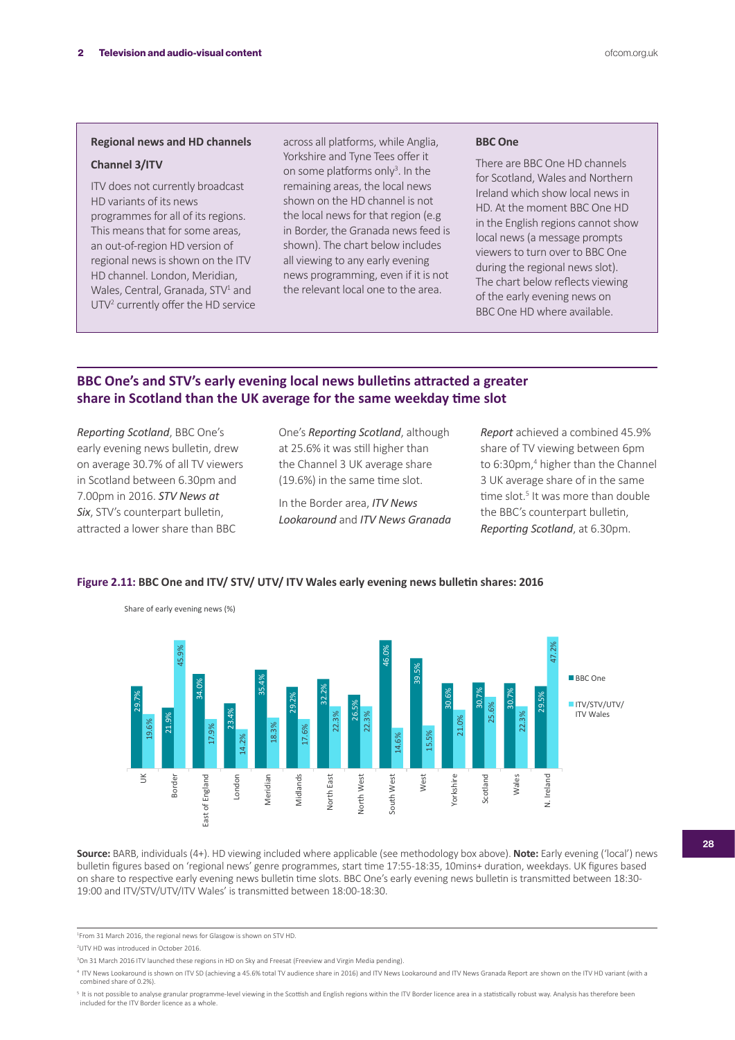## Regional news and HD channels

### Channel 3/ITV

ITV does not currently broadcast HD variants of its news programmes for all of its regions. This means that for some areas, an out-of-region HD version of regional news is shown on the ITV HD channel. London, Meridian, Wales, Central, Granada, STV[1] and UTV[2] currently offer the HD service across all platforms, while Anglia, Yorkshire and Tyne Tees offer it on some platforms only[3]. In the remaining areas, the local news shown on the HD channel is not the local news for that region (e.g in Border, the Granada news feed is shown). The chart below includes all viewing to any early evening news programming, even if it is not the relevant local one to the area.

### BBC One

There are BBC One HD channels for Scotland, Wales and Northern Ireland which show local news in HD. At the moment BBC One HD in the English regions cannot show local news (a message prompts viewers to turn over to BBC One during the regional news slot). The chart below reflects viewing of the early evening news on BBC One HD where available.

## BBC One's and STV's early evening local news bulletins attracted a greater share in Scotland than the UK average for the same weekday time slot

*Reporting Scotland*, BBC One's early evening news bulletin, drew on average 30.7% of all TV viewers in Scotland between 6.30pm and 7.00pm in 2016. ***STV News at Six***, STV's counterpart bulletin, attracted a lower share than BBC One's ***Reporting Scotland***, although at 25.6% it was still higher than the Channel 3 UK average share (19.6%) in the same time slot.

In the Border area, *ITV News Lookaround* and *ITV News Granada Report* achieved a combined 45.9% share of TV viewing between 6pm to 6:30pm,[4] higher than the Channel 3 UK average share of in the same time slot.[5] It was more than double the BBC's counterpart bulletin, *Reporting Scotland*, at 6.30pm.

**Figure 2.11: BBC One and ITV/ STV/ UTV/ ITV Wales early evening news bulletin shares: 2016**

Share of early evening news (%)

| Region | BBC One | ITV/STV/UTV/ ITV Wales |
|---|---|---|
| UK | 29.7% | 19.6% |
| Border | 21.9% | 45.9% |
| East of England | 34.0% | 17.9% |
| London | 23.4% | 14.2% |
| Meridian | 35.4% | 18.3% |
| Midlands | 29.2% | 17.6% |
| North East | 32.2% | 22.3% |
| North West | 26.5% | 22.3% |
| South West | 46.0% | 14.6% |
| West | 39.5% | 15.5% |
| Yorkshire | 30.6% | 21.0% |
| Scotland | 30.7% | 25.6% |
| Wales | 30.7% | 22.3% |
| N. Ireland | 29.5% | 47.2% |

**Source:** BARB, individuals (4+). HD viewing included where applicable (see methodology box above). **Note:** Early evening ('local') news bulletin figures based on 'regional news' genre programmes, start time 17:55-18:35, 10mins+ duration, weekdays. UK figures based on share to respective early evening news bulletin time slots. BBC One's early evening news bulletin is transmitted between 18:30-19:00 and ITV/STV/UTV/ITV Wales' is transmitted between 18:00-18:30.

[1] From 31 March 2016, the regional news for Glasgow is shown on STV HD.

[2] UTV HD was introduced in October 2016.

[3] On 31 March 2016 ITV launched these regions in HD on Sky and Freesat (Freeview and Virgin Media pending).

[4] ITV News Lookaround is shown on ITV SD (achieving a 45.6% total TV audience share in 2016) and ITV News Lookaround and ITV News Granada Report are shown on the ITV HD variant (with a combined share of 0.2%).

[5] It is not possible to analyse granular programme-level viewing in the Scottish and English regions within the ITV Border licence area in a statistically robust way. Analysis has therefore been included for the ITV Border licence as a whole.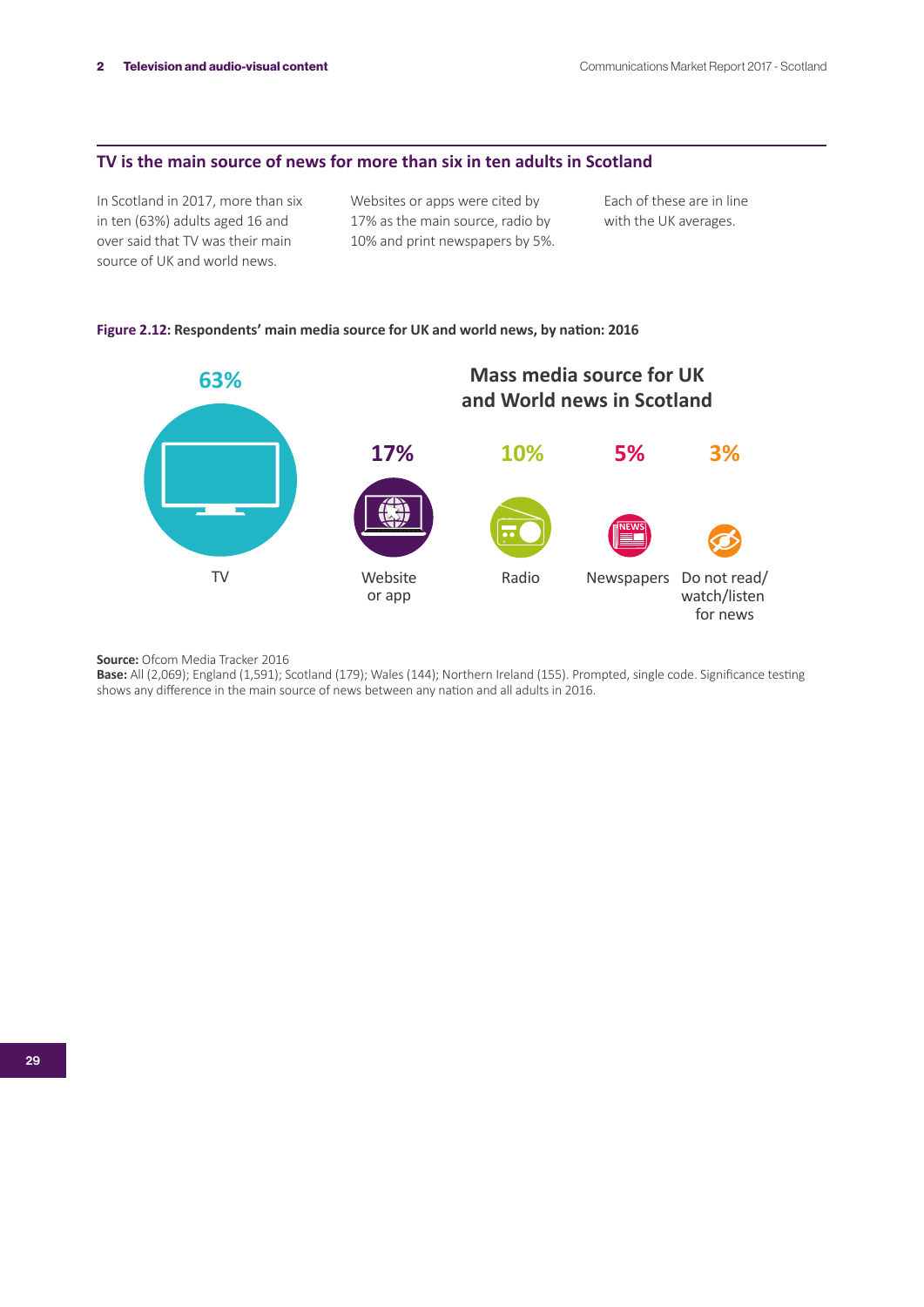## TV is the main source of news for more than six in ten adults in Scotland

In Scotland in 2017, more than six in ten (63%) adults aged 16 and over said that TV was their main source of UK and world news.

Websites or apps were cited by 17% as the main source, radio by 10% and print newspapers by 5%.

Each of these are in line with the UK averages.

**Figure 2.12: Respondents' main media source for UK and world news, by nation: 2016**

Mass media source for UK and World news in Scotland

| Source | % |
|---|---|
| TV | 63% |
| Website or app | 17% |
| Radio | 10% |
| Newspapers | 5% |
| Do not read/watch/listen for news | 3% |

**Source:** Ofcom Media Tracker 2016
**Base:** All (2,069); England (1,591); Scotland (179); Wales (144); Northern Ireland (155). Prompted, single code. Significance testing shows any difference in the main source of news between any nation and all adults in 2016.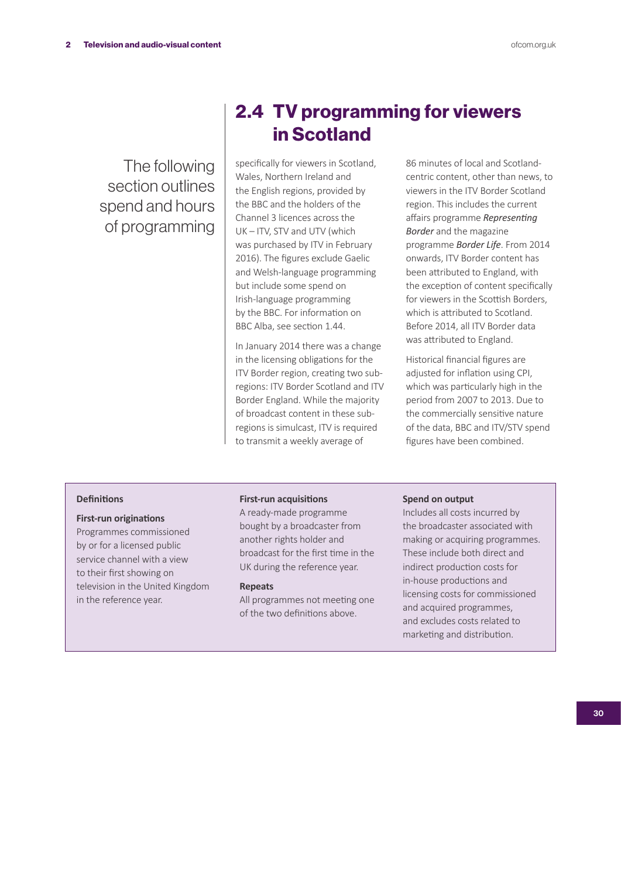## 2.4 TV programming for viewers in Scotland

The following section outlines spend and hours of programming specifically for viewers in Scotland, Wales, Northern Ireland and the English regions, provided by the BBC and the holders of the Channel 3 licences across the UK – ITV, STV and UTV (which was purchased by ITV in February 2016). The figures exclude Gaelic and Welsh-language programming but include some spend on Irish-language programming by the BBC. For information on BBC Alba, see section 1.44.

In January 2014 there was a change in the licensing obligations for the ITV Border region, creating two sub-regions: ITV Border Scotland and ITV Border England. While the majority of broadcast content in these sub-regions is simulcast, ITV is required to transmit a weekly average of 86 minutes of local and Scotland-centric content, other than news, to viewers in the ITV Border Scotland region. This includes the current affairs programme ***Representing Border*** and the magazine programme ***Border Life***. From 2014 onwards, ITV Border content has been attributed to England, with the exception of content specifically for viewers in the Scottish Borders, which is attributed to Scotland. Before 2014, all ITV Border data was attributed to England.

Historical financial figures are adjusted for inflation using CPI, which was particularly high in the period from 2007 to 2013. Due to the commercially sensitive nature of the data, BBC and ITV/STV spend figures have been combined.

**Definitions**

**First-run originations**
Programmes commissioned by or for a licensed public service channel with a view to their first showing on television in the United Kingdom in the reference year.

**First-run acquisitions**
A ready-made programme bought by a broadcaster from another rights holder and broadcast for the first time in the UK during the reference year.

**Repeats**
All programmes not meeting one of the two definitions above.

**Spend on output**
Includes all costs incurred by the broadcaster associated with making or acquiring programmes. These include both direct and indirect production costs for in-house productions and licensing costs for commissioned and acquired programmes, and excludes costs related to marketing and distribution.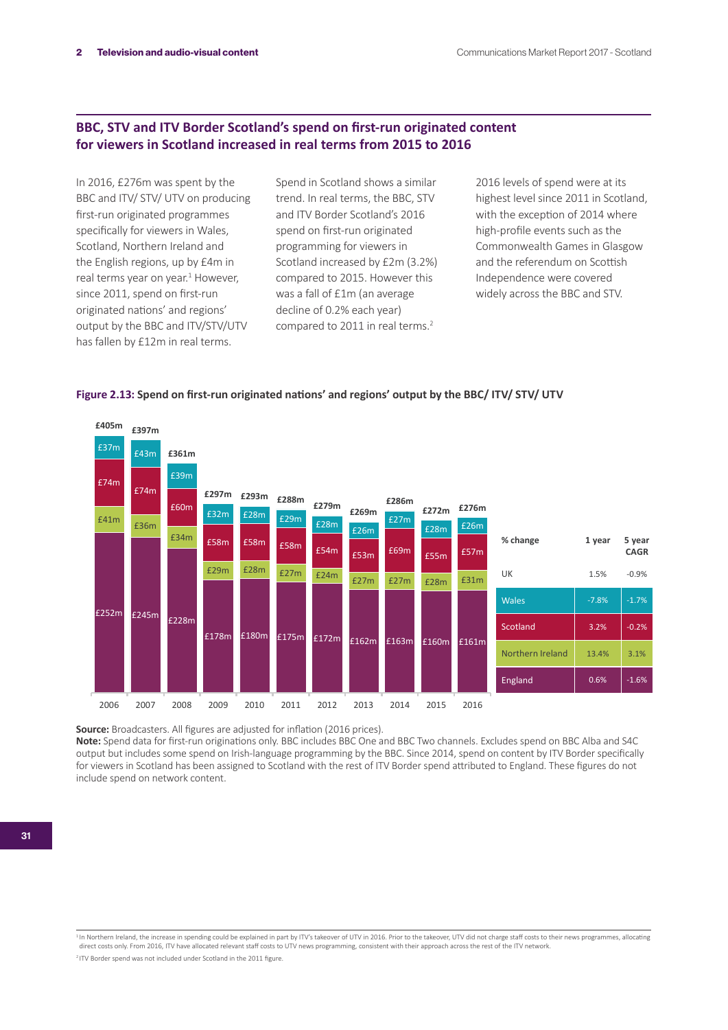## BBC, STV and ITV Border Scotland's spend on first-run originated content for viewers in Scotland increased in real terms from 2015 to 2016

In 2016, £276m was spent by the BBC and ITV/ STV/ UTV on producing first-run originated programmes specifically for viewers in Wales, Scotland, Northern Ireland and the English regions, up by £4m in real terms year on year.[1] However, since 2011, spend on first-run originated nations' and regions' output by the BBC and ITV/STV/UTV has fallen by £12m in real terms.

Spend in Scotland shows a similar trend. In real terms, the BBC, STV and ITV Border Scotland's 2016 spend on first-run originated programming for viewers in Scotland increased by £2m (3.2%) compared to 2015. However this was a fall of £1m (an average decline of 0.2% each year) compared to 2011 in real terms.[2]

2016 levels of spend were at its highest level since 2011 in Scotland, with the exception of 2014 where high-profile events such as the Commonwealth Games in Glasgow and the referendum on Scottish Independence were covered widely across the BBC and STV.

**Figure 2.13: Spend on first-run originated nations' and regions' output by the BBC/ ITV/ STV/ UTV**

| Year | England | Northern Ireland | Scotland | Wales | Total |
|---|---|---|---|---|---|
| 2006 | £252m | £41m | £74m | £37m | £405m |
| 2007 | £245m | £36m | £74m | £43m | £397m |
| 2008 | £228m | £34m | £60m | £39m | £361m |
| 2009 | £178m | £29m | £58m | £32m | £297m |
| 2010 | £180m | £28m | £58m | £28m | £293m |
| 2011 | £175m | £27m | £58m | £29m | £288m |
| 2012 | £172m | £24m | £54m | £28m | £279m |
| 2013 | £162m | £27m | £53m | £26m | £269m |
| 2014 | £163m | £27m | £69m | £27m | £286m |
| 2015 | £160m | £28m | £55m | £28m | £272m |
| 2016 | £161m | £31m | £57m | £26m | £276m |

| % change | 1 year | 5 year CAGR |
|---|---|---|
| UK | 1.5% | -0.9% |
| Wales | -7.8% | -1.7% |
| Scotland | 3.2% | -0.2% |
| Northern Ireland | 13.4% | 3.1% |
| England | 0.6% | -1.6% |

**Source:** Broadcasters. All figures are adjusted for inflation (2016 prices).
**Note:** Spend data for first-run originations only. BBC includes BBC One and BBC Two channels. Excludes spend on BBC Alba and S4C output but includes some spend on Irish-language programming by the BBC. Since 2014, spend on content by ITV Border specifically for viewers in Scotland has been assigned to Scotland with the rest of ITV Border spend attributed to England. These figures do not include spend on network content.

[1] In Northern Ireland, the increase in spending could be explained in part by ITV's takeover of UTV in 2016. Prior to the takeover, UTV did not charge staff costs to their news programmes, allocating direct costs only. From 2016, ITV have allocated relevant staff costs to UTV news programming, consistent with their approach across the rest of the ITV network.

[2] ITV Border spend was not included under Scotland in the 2011 figure.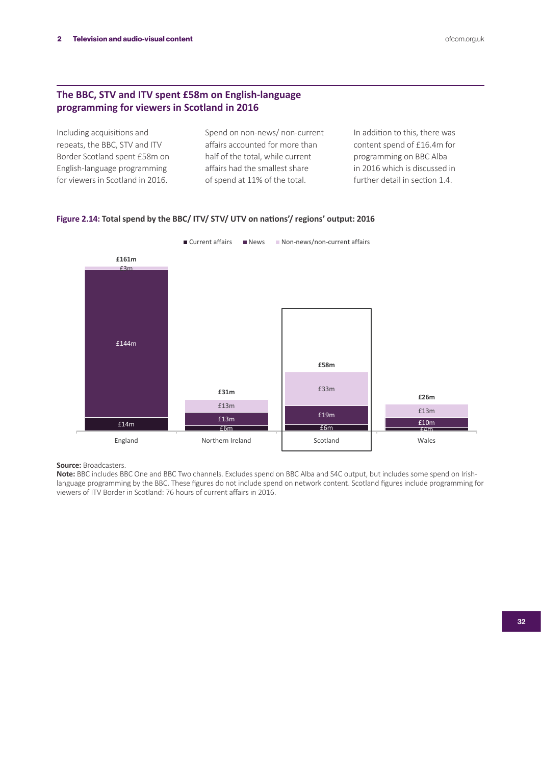## The BBC, STV and ITV spent £58m on English-language programming for viewers in Scotland in 2016

Including acquisitions and repeats, the BBC, STV and ITV Border Scotland spent £58m on English-language programming for viewers in Scotland in 2016.

Spend on non-news/ non-current affairs accounted for more than half of the total, while current affairs had the smallest share of spend at 11% of the total.

In addition to this, there was content spend of £16.4m for programming on BBC Alba in 2016 which is discussed in further detail in section 1.4.

**Figure 2.14: Total spend by the BBC/ ITV/ STV/ UTV on nations'/ regions' output: 2016**

| | Current affairs | News | Non-news/non-current affairs | Total |
|---|---|---|---|---|
| England | £14m | £144m | £3m | £161m |
| Northern Ireland | £6m | £13m | £13m | £31m |
| Scotland | £6m | £19m | £33m | £58m |
| Wales | £4m | £10m | £13m | £26m |

**Source:** Broadcasters.
**Note:** BBC includes BBC One and BBC Two channels. Excludes spend on BBC Alba and S4C output, but includes some spend on Irish-language programming by the BBC. These figures do not include spend on network content. Scotland figures include programming for viewers of ITV Border in Scotland: 76 hours of current affairs in 2016.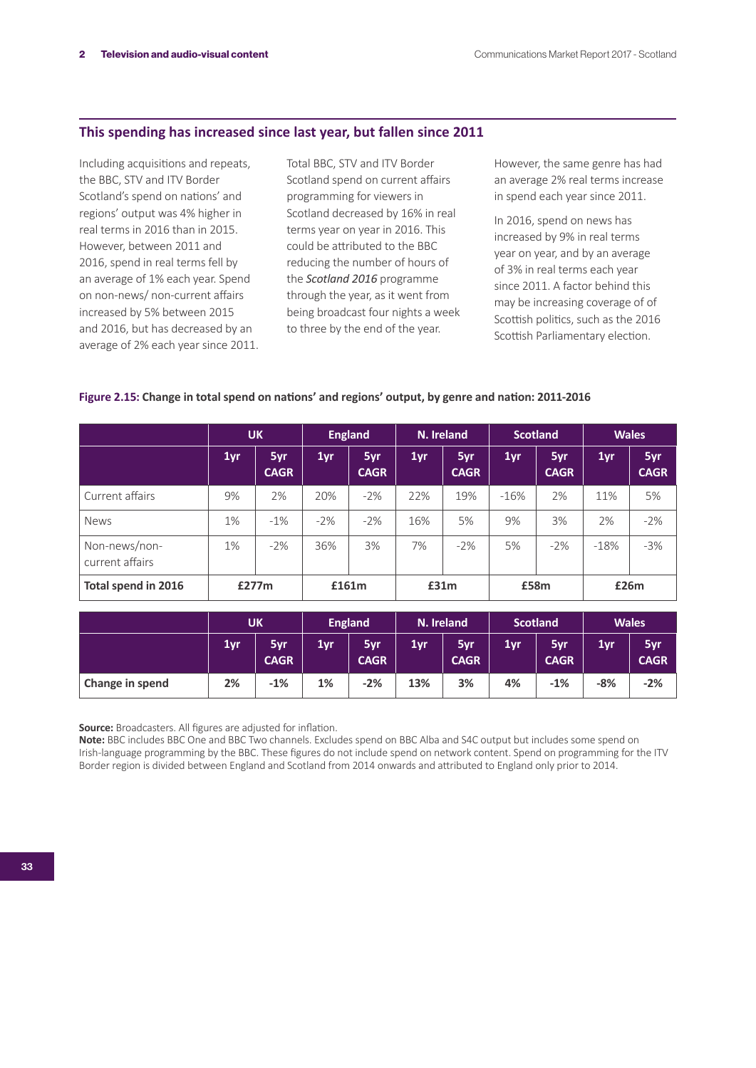## This spending has increased since last year, but fallen since 2011

Including acquisitions and repeats, the BBC, STV and ITV Border Scotland's spend on nations' and regions' output was 4% higher in real terms in 2016 than in 2015. However, between 2011 and 2016, spend in real terms fell by an average of 1% each year. Spend on non-news/ non-current affairs increased by 5% between 2015 and 2016, but has decreased by an average of 2% each year since 2011.

Total BBC, STV and ITV Border Scotland spend on current affairs programming for viewers in Scotland decreased by 16% in real terms year on year in 2016. This could be attributed to the BBC reducing the number of hours of the *Scotland 2016* programme through the year, as it went from being broadcast four nights a week to three by the end of the year.

However, the same genre has had an average 2% real terms increase in spend each year since 2011.

In 2016, spend on news has increased by 9% in real terms year on year, and by an average of 3% in real terms each year since 2011. A factor behind this may be increasing coverage of of Scottish politics, such as the 2016 Scottish Parliamentary election.

**Figure 2.15: Change in total spend on nations' and regions' output, by genre and nation: 2011-2016**

| | UK | | England | | N. Ireland | | Scotland | | Wales | |
|---|---|---|---|---|---|---|---|---|---|---|
| | 1yr | 5yr CAGR | 1yr | 5yr CAGR | 1yr | 5yr CAGR | 1yr | 5yr CAGR | 1yr | 5yr CAGR |
| Current affairs | 9% | 2% | 20% | -2% | 22% | 19% | -16% | 2% | 11% | 5% |
| News | 1% | -1% | -2% | -2% | 16% | 5% | 9% | 3% | 2% | -2% |
| Non-news/non-current affairs | 1% | -2% | 36% | 3% | 7% | -2% | 5% | -2% | -18% | -3% |
| **Total spend in 2016** | **£277m** | | **£161m** | | **£31m** | | **£58m** | | **£26m** | |

| | UK | | England | | N. Ireland | | Scotland | | Wales | |
|---|---|---|---|---|---|---|---|---|---|---|
| | 1yr | 5yr CAGR | 1yr | 5yr CAGR | 1yr | 5yr CAGR | 1yr | 5yr CAGR | 1yr | 5yr CAGR |
| **Change in spend** | **2%** | **-1%** | **1%** | **-2%** | **13%** | **3%** | **4%** | **-1%** | **-8%** | **-2%** |

**Source:** Broadcasters. All figures are adjusted for inflation.
**Note:** BBC includes BBC One and BBC Two channels. Excludes spend on BBC Alba and S4C output but includes some spend on Irish-language programming by the BBC. These figures do not include spend on network content. Spend on programming for the ITV Border region is divided between England and Scotland from 2014 onwards and attributed to England only prior to 2014.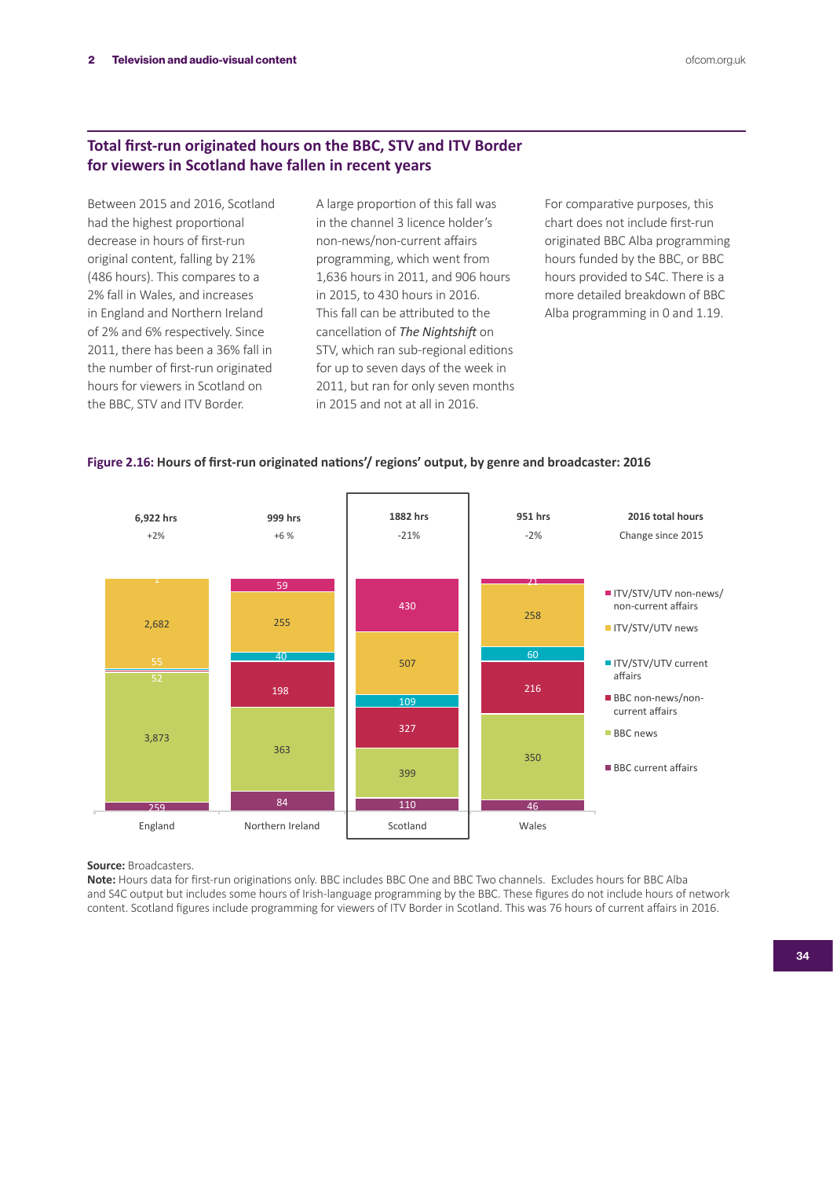## Total first-run originated hours on the BBC, STV and ITV Border for viewers in Scotland have fallen in recent years

Between 2015 and 2016, Scotland had the highest proportional decrease in hours of first-run original content, falling by 21% (486 hours). This compares to a 2% fall in Wales, and increases in England and Northern Ireland of 2% and 6% respectively. Since 2011, there has been a 36% fall in the number of first-run originated hours for viewers in Scotland on the BBC, STV and ITV Border.

A large proportion of this fall was in the channel 3 licence holder's non-news/non-current affairs programming, which went from 1,636 hours in 2011, and 906 hours in 2015, to 430 hours in 2016. This fall can be attributed to the cancellation of *The Nightshift* on STV, which ran sub-regional editions for up to seven days of the week in 2011, but ran for only seven months in 2015 and not at all in 2016.

For comparative purposes, this chart does not include first-run originated BBC Alba programming hours funded by the BBC, or BBC hours provided to S4C. There is a more detailed breakdown of BBC Alba programming in 0 and 1.19.

**Figure 2.16:** Hours of first-run originated nations'/ regions' output, by genre and broadcaster: 2016

| | England | Northern Ireland | Scotland | Wales |
|---|---|---|---|---|
| 2016 total hours | 6,922 hrs | 999 hrs | 1882 hrs | 951 hrs |
| Change since 2015 | +2% | +6 % | -21% | -2% |
| ITV/STV/UTV non-news/ non-current affairs | 1 | 59 | 430 | 21 |
| ITV/STV/UTV news | 2,682 | 255 | 507 | 258 |
| ITV/STV/UTV current affairs | 55 | 40 | 109 | 60 |
| BBC non-news/non-current affairs | 52 | 198 | 327 | 216 |
| BBC news | 3,873 | 363 | 399 | 350 |
| BBC current affairs | 259 | 84 | 110 | 46 |

**Source:** Broadcasters.
**Note:** Hours data for first-run originations only. BBC includes BBC One and BBC Two channels. Excludes hours for BBC Alba and S4C output but includes some hours of Irish-language programming by the BBC. These figures do not include hours of network content. Scotland figures include programming for viewers of ITV Border in Scotland. This was 76 hours of current affairs in 2016.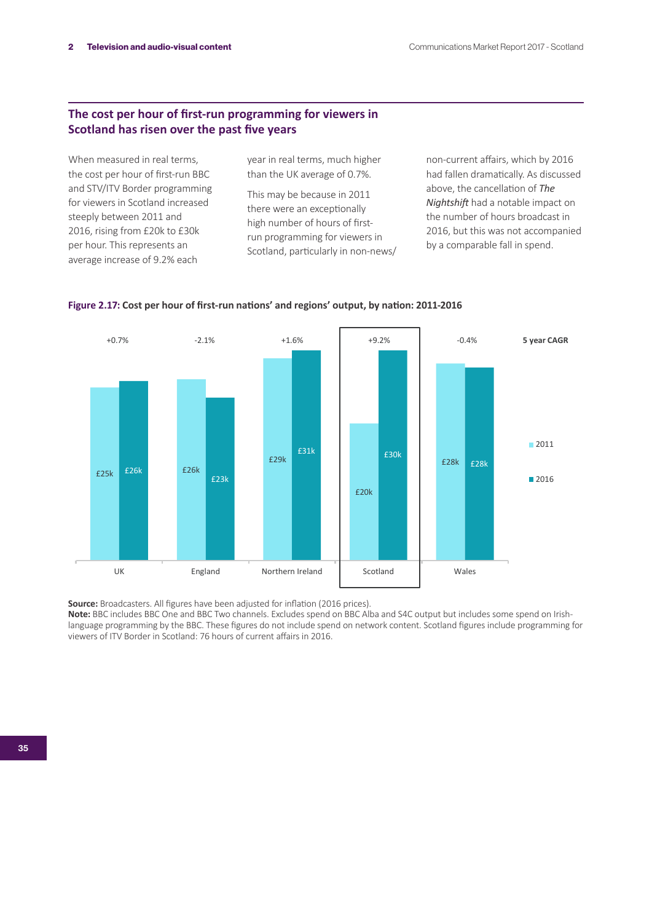## The cost per hour of first-run programming for viewers in Scotland has risen over the past five years

When measured in real terms, the cost per hour of first-run BBC and STV/ITV Border programming for viewers in Scotland increased steeply between 2011 and 2016, rising from £20k to £30k per hour. This represents an average increase of 9.2% each year in real terms, much higher than the UK average of 0.7%.

This may be because in 2011 there were an exceptionally high number of hours of first-run programming for viewers in Scotland, particularly in non-news/non-current affairs, which by 2016 had fallen dramatically. As discussed above, the cancellation of *The Nightshift* had a notable impact on the number of hours broadcast in 2016, but this was not accompanied by a comparable fall in spend.

**Figure 2.17: Cost per hour of first-run nations' and regions' output, by nation: 2011-2016**

| | UK | England | Northern Ireland | Scotland | Wales |
|---|---|---|---|---|---|
| 2011 | £25k | £26k | £29k | £20k | £28k |
| 2016 | £26k | £23k | £31k | £30k | £28k |
| 5 year CAGR | +0.7% | -2.1% | +1.6% | +9.2% | -0.4% |

**Source:** Broadcasters. All figures have been adjusted for inflation (2016 prices).
**Note:** BBC includes BBC One and BBC Two channels. Excludes spend on BBC Alba and S4C output but includes some spend on Irish-language programming by the BBC. These figures do not include spend on network content. Scotland figures include programming for viewers of ITV Border in Scotland: 76 hours of current affairs in 2016.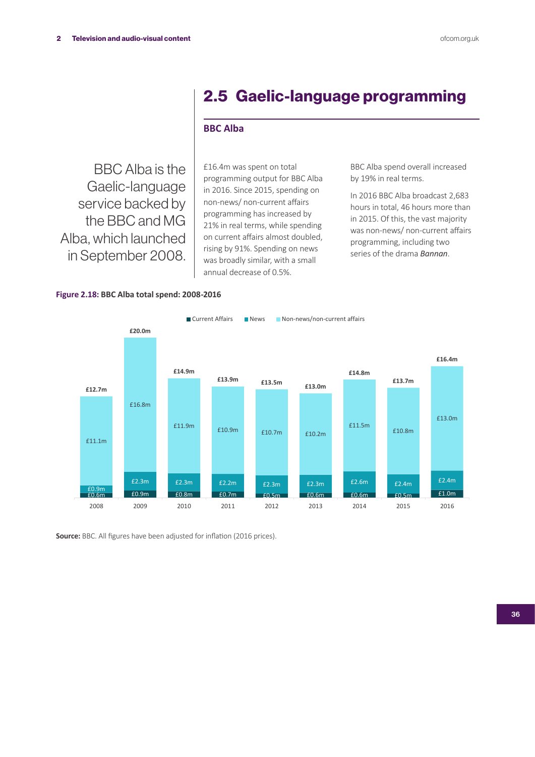## 2.5 Gaelic-language programming

### BBC Alba

BBC Alba is the Gaelic-language service backed by the BBC and MG Alba, which launched in September 2008.

£16.4m was spent on total programming output for BBC Alba in 2016. Since 2015, spending on non-news/ non-current affairs programming has increased by 21% in real terms, while spending on current affairs almost doubled, rising by 91%. Spending on news was broadly similar, with a small annual decrease of 0.5%.

BBC Alba spend overall increased by 19% in real terms.

In 2016 BBC Alba broadcast 2,683 hours in total, 46 hours more than in 2015. Of this, the vast majority was non-news/ non-current affairs programming, including two series of the drama *Bannan*.

**Figure 2.18: BBC Alba total spend: 2008-2016**

| Year | Current Affairs | News | Non-news/non-current affairs | Total |
|---|---|---|---|---|
| 2008 | £0.6m | £0.9m | £11.1m | £12.7m |
| 2009 | £0.9m | £2.3m | £16.8m | £20.0m |
| 2010 | £0.8m | £2.3m | £11.9m | £14.9m |
| 2011 | £0.7m | £2.2m | £10.9m | £13.9m |
| 2012 | £0.5m | £2.3m | £10.7m | £13.5m |
| 2013 | £0.6m | £2.3m | £10.2m | £13.0m |
| 2014 | £0.6m | £2.6m | £11.5m | £14.8m |
| 2015 | £0.5m | £2.4m | £10.8m | £13.7m |
| 2016 | £1.0m | £2.4m | £13.0m | £16.4m |

**Source:** BBC. All figures have been adjusted for inflation (2016 prices).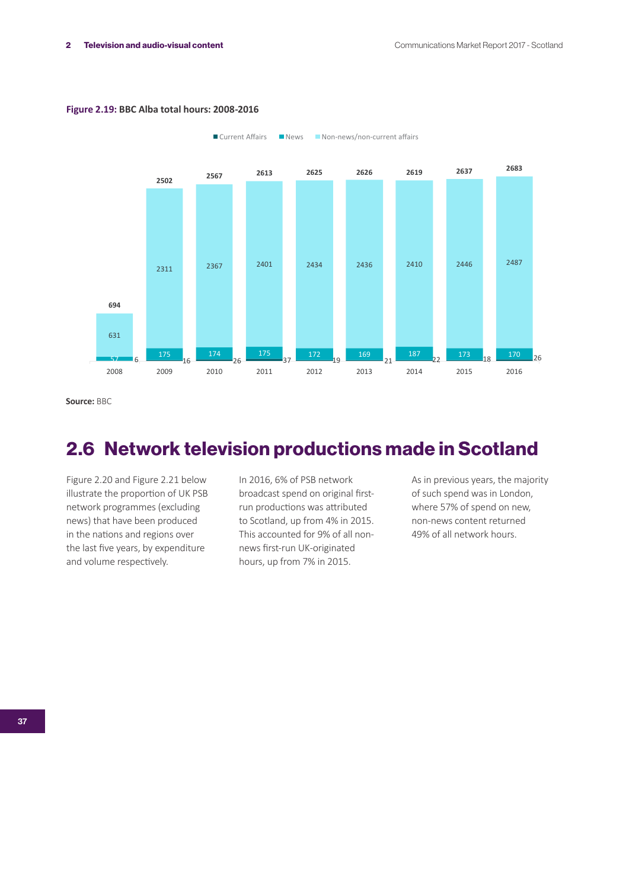**Figure 2.19:** BBC Alba total hours: 2008-2016

| Year | Current Affairs | News | Non-news/non-current affairs | Total |
|---|---|---|---|---|
| 2008 | 6 | 57 | 631 | 694 |
| 2009 | 16 | 175 | 2311 | 2502 |
| 2010 | 26 | 174 | 2367 | 2567 |
| 2011 | 37 | 175 | 2401 | 2613 |
| 2012 | 19 | 172 | 2434 | 2625 |
| 2013 | 21 | 169 | 2436 | 2626 |
| 2014 | 22 | 187 | 2410 | 2619 |
| 2015 | 18 | 173 | 2446 | 2637 |
| 2016 | 26 | 170 | 2487 | 2683 |

**Source:** BBC

## 2.6 Network television productions made in Scotland

Figure 2.20 and Figure 2.21 below illustrate the proportion of UK PSB network programmes (excluding news) that have been produced in the nations and regions over the last five years, by expenditure and volume respectively.

In 2016, 6% of PSB network broadcast spend on original first-run productions was attributed to Scotland, up from 4% in 2015. This accounted for 9% of all non-news first-run UK-originated hours, up from 7% in 2015.

As in previous years, the majority of such spend was in London, where 57% of spend on new, non-news content returned 49% of all network hours.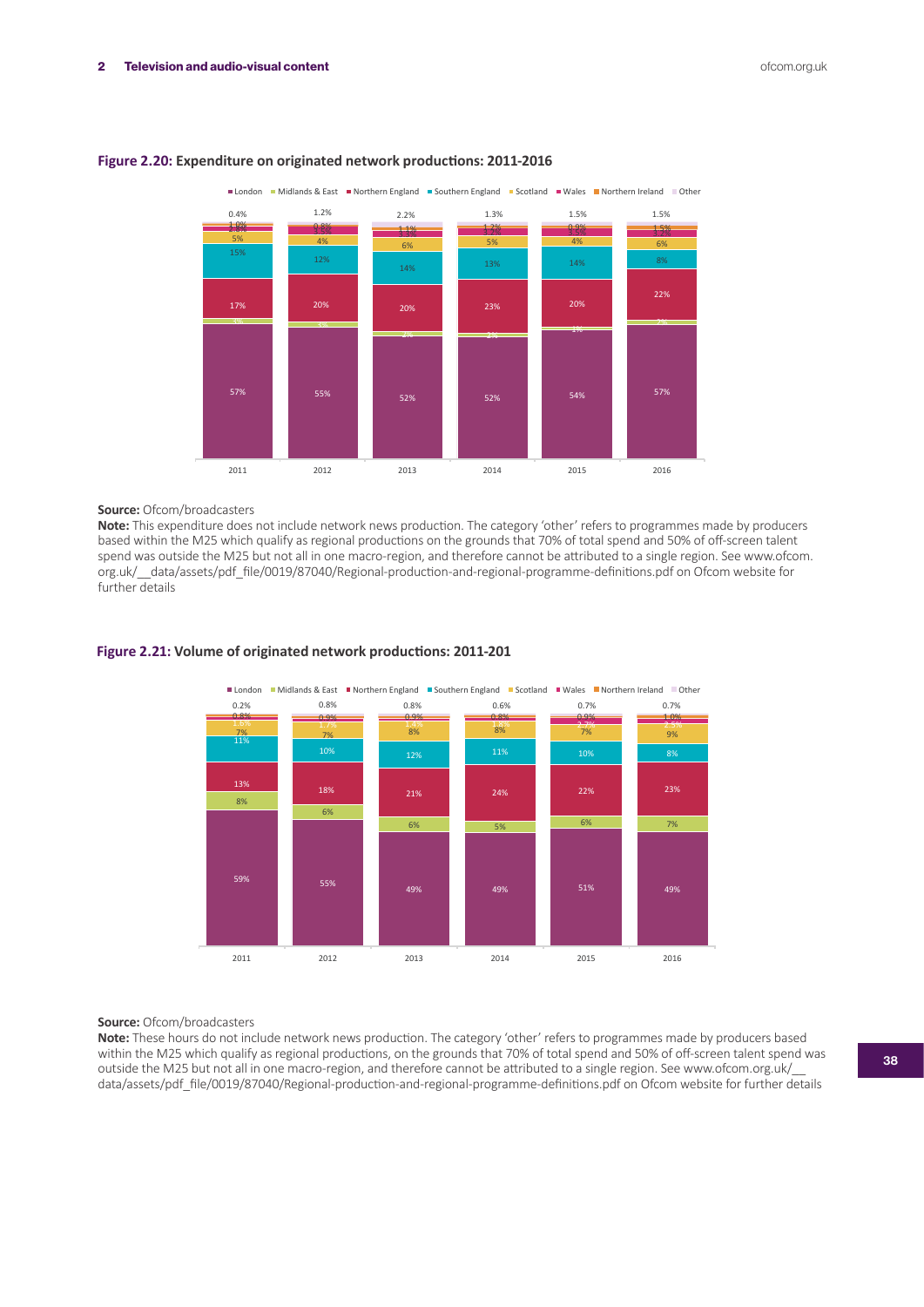**Figure 2.20:** Expenditure on originated network productions: 2011-2016

London, Midlands & East, Northern England, Southern England, Scotland, Wales, Northern Ireland, Other

2011: 0.4%, 1.0%, 2.8%, 5%, 15%, 17%, 4%, 57%
2012: 1.2%, 0.8%, 3.5%, 4%, 12%, 20%, 3%, 55%
2013: 2.2%, 1.1%, 3.3%, 6%, 14%, 20%, 2%, 52%
2014: 1.3%, 1.2%, 3.3%, 5%, 13%, 23%, 2%, 52%
2015: 1.5%, 0.9%, 3.5%, 4%, 14%, 20%, 1%, 54%
2016: 1.5%, 1.5%, 3.2%, 6%, 8%, 22%, 2%, 57%

**Source:** Ofcom/broadcasters
**Note:** This expenditure does not include network news production. The category 'other' refers to programmes made by producers based within the M25 which qualify as regional productions on the grounds that 70% of total spend and 50% of off-screen talent spend was outside the M25 but not all in one macro-region, and therefore cannot be attributed to a single region. See www.ofcom.org.uk/__data/assets/pdf_file/0019/87040/Regional-production-and-regional-programme-definitions.pdf on Ofcom website for further details

**Figure 2.21:** Volume of originated network productions: 2011-201

London, Midlands & East, Northern England, Southern England, Scotland, Wales, Northern Ireland, Other

2011: 0.2%, 0.8%, 1.6%, 7%, 11%, 13%, 8%, 59%
2012: 0.8%, 0.9%, 1.7%, 7%, 10%, 18%, 6%, 55%
2013: 0.8%, 0.9%, 1.4%, 8%, 12%, 21%, 6%, 49%
2014: 0.6%, 0.8%, 1.8%, 8%, 11%, 24%, 5%, 49%
2015: 0.7%, 0.9%, 2.7%, 7%, 10%, 22%, 6%, 51%
2016: 0.7%, 1.0%, 2.5%, 9%, 8%, 23%, 7%, 49%

**Source:** Ofcom/broadcasters
**Note:** These hours do not include network news production. The category 'other' refers to programmes made by producers based within the M25 which qualify as regional productions, on the grounds that 70% of total spend and 50% of off-screen talent spend was outside the M25 but not all in one macro-region, and therefore cannot be attributed to a single region. See www.ofcom.org.uk/__data/assets/pdf_file/0019/87040/Regional-production-and-regional-programme-definitions.pdf on Ofcom website for further details